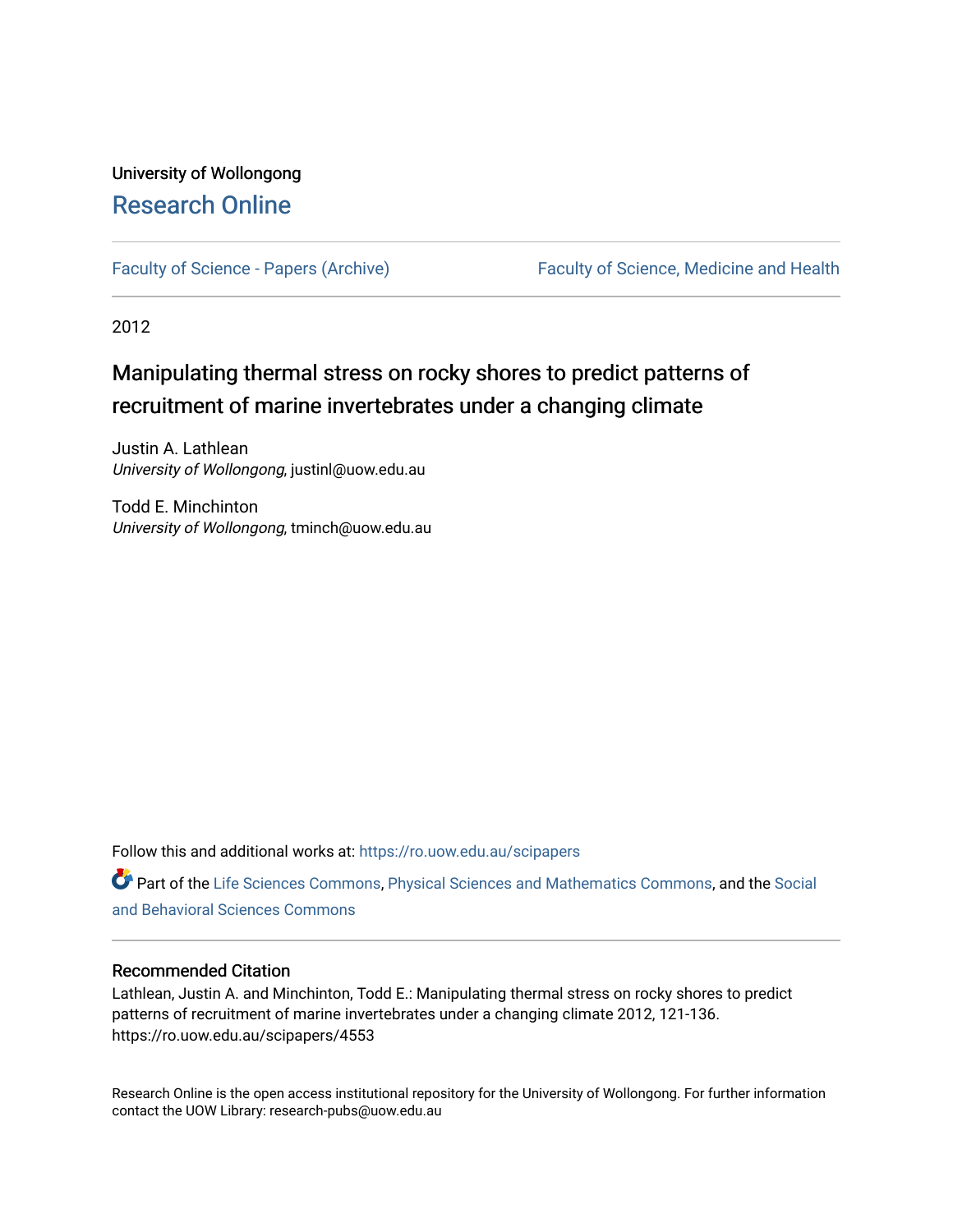University of Wollongong

# Research Online

Faculty of Science - Papers (Archive) | Faculty of Science, Medicine and Health

2012

## Manipulating thermal stress on rocky shores to predict patterns of recruitment of marine invertebrates under a changing climate

Justin A. Lathlean
*University of Wollongong*, justinl@uow.edu.au

Todd E. Minchinton
*University of Wollongong*, tminch@uow.edu.au

Follow this and additional works at: https://ro.uow.edu.au/scipapers

Part of the Life Sciences Commons, Physical Sciences and Mathematics Commons, and the Social and Behavioral Sciences Commons

### Recommended Citation

Lathlean, Justin A. and Minchinton, Todd E.: Manipulating thermal stress on rocky shores to predict patterns of recruitment of marine invertebrates under a changing climate 2012, 121-136.
https://ro.uow.edu.au/scipapers/4553

Research Online is the open access institutional repository for the University of Wollongong. For further information contact the UOW Library: research-pubs@uow.edu.au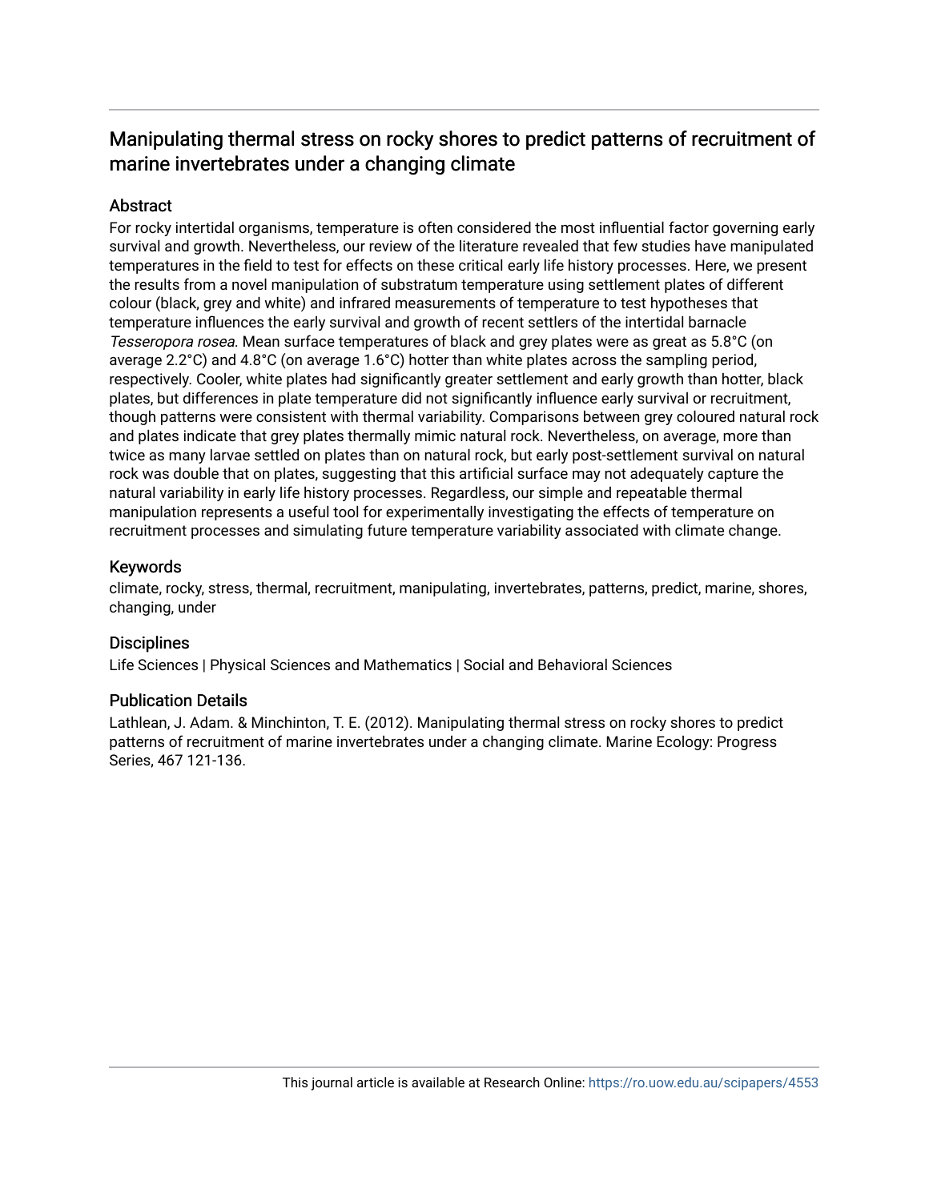# Manipulating thermal stress on rocky shores to predict patterns of recruitment of marine invertebrates under a changing climate

## Abstract

For rocky intertidal organisms, temperature is often considered the most influential factor governing early survival and growth. Nevertheless, our review of the literature revealed that few studies have manipulated temperatures in the field to test for effects on these critical early life history processes. Here, we present the results from a novel manipulation of substratum temperature using settlement plates of different colour (black, grey and white) and infrared measurements of temperature to test hypotheses that temperature influences the early survival and growth of recent settlers of the intertidal barnacle *Tesseropora rosea*. Mean surface temperatures of black and grey plates were as great as 5.8°C (on average 2.2°C) and 4.8°C (on average 1.6°C) hotter than white plates across the sampling period, respectively. Cooler, white plates had significantly greater settlement and early growth than hotter, black plates, but differences in plate temperature did not significantly influence early survival or recruitment, though patterns were consistent with thermal variability. Comparisons between grey coloured natural rock and plates indicate that grey plates thermally mimic natural rock. Nevertheless, on average, more than twice as many larvae settled on plates than on natural rock, but early post-settlement survival on natural rock was double that on plates, suggesting that this artificial surface may not adequately capture the natural variability in early life history processes. Regardless, our simple and repeatable thermal manipulation represents a useful tool for experimentally investigating the effects of temperature on recruitment processes and simulating future temperature variability associated with climate change.

## Keywords

climate, rocky, stress, thermal, recruitment, manipulating, invertebrates, patterns, predict, marine, shores, changing, under

## Disciplines

Life Sciences | Physical Sciences and Mathematics | Social and Behavioral Sciences

## Publication Details

Lathlean, J. Adam. & Minchinton, T. E. (2012). Manipulating thermal stress on rocky shores to predict patterns of recruitment of marine invertebrates under a changing climate. Marine Ecology: Progress Series, 467 121-136.

This journal article is available at Research Online: https://ro.uow.edu.au/scipapers/4553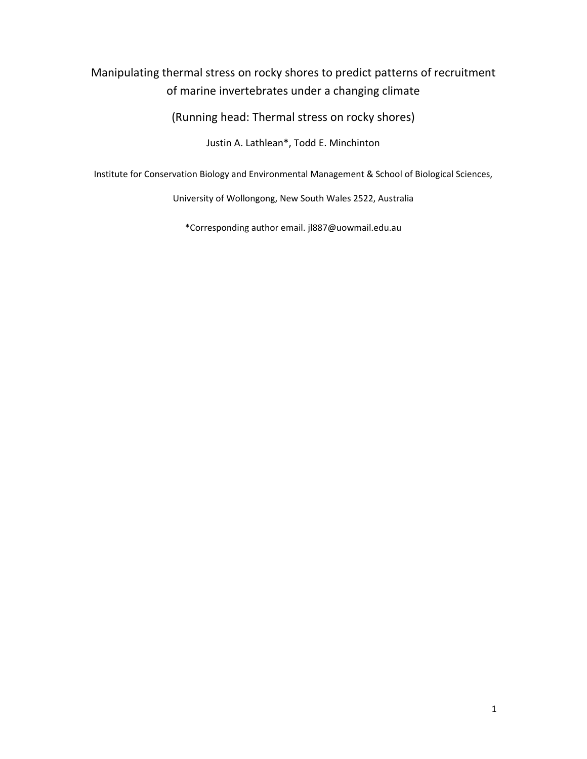# Manipulating thermal stress on rocky shores to predict patterns of recruitment of marine invertebrates under a changing climate

(Running head: Thermal stress on rocky shores)

Justin A. Lathlean*, Todd E. Minchinton

Institute for Conservation Biology and Environmental Management & School of Biological Sciences,

University of Wollongong, New South Wales 2522, Australia

*Corresponding author email. jl887@uowmail.edu.au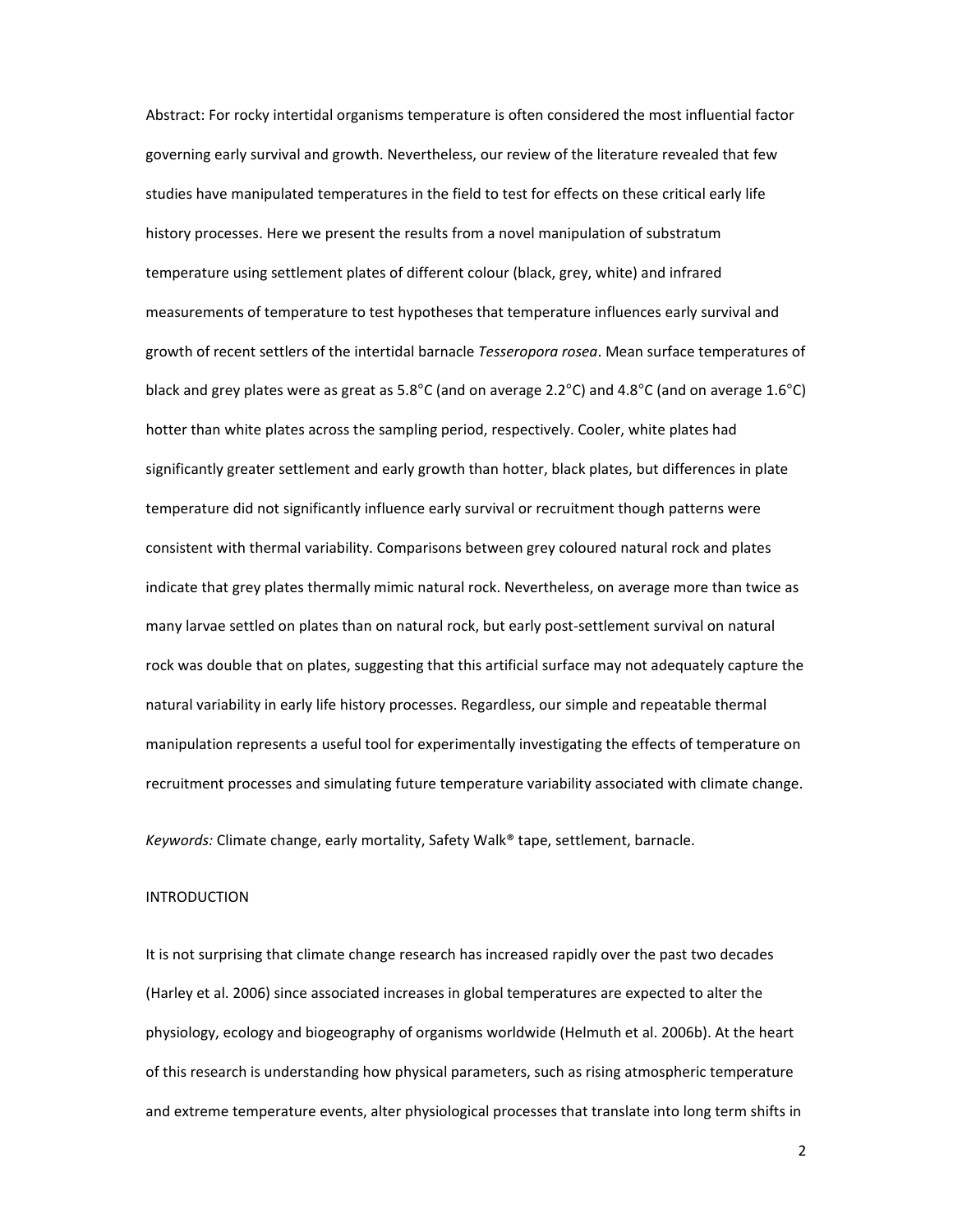Abstract: For rocky intertidal organisms temperature is often considered the most influential factor governing early survival and growth. Nevertheless, our review of the literature revealed that few studies have manipulated temperatures in the field to test for effects on these critical early life history processes. Here we present the results from a novel manipulation of substratum temperature using settlement plates of different colour (black, grey, white) and infrared measurements of temperature to test hypotheses that temperature influences early survival and growth of recent settlers of the intertidal barnacle *Tesseropora rosea*. Mean surface temperatures of black and grey plates were as great as 5.8°C (and on average 2.2°C) and 4.8°C (and on average 1.6°C) hotter than white plates across the sampling period, respectively. Cooler, white plates had significantly greater settlement and early growth than hotter, black plates, but differences in plate temperature did not significantly influence early survival or recruitment though patterns were consistent with thermal variability. Comparisons between grey coloured natural rock and plates indicate that grey plates thermally mimic natural rock. Nevertheless, on average more than twice as many larvae settled on plates than on natural rock, but early post-settlement survival on natural rock was double that on plates, suggesting that this artificial surface may not adequately capture the natural variability in early life history processes. Regardless, our simple and repeatable thermal manipulation represents a useful tool for experimentally investigating the effects of temperature on recruitment processes and simulating future temperature variability associated with climate change.

*Keywords:* Climate change, early mortality, Safety Walk® tape, settlement, barnacle.

## INTRODUCTION

It is not surprising that climate change research has increased rapidly over the past two decades (Harley et al. 2006) since associated increases in global temperatures are expected to alter the physiology, ecology and biogeography of organisms worldwide (Helmuth et al. 2006b). At the heart of this research is understanding how physical parameters, such as rising atmospheric temperature and extreme temperature events, alter physiological processes that translate into long term shifts in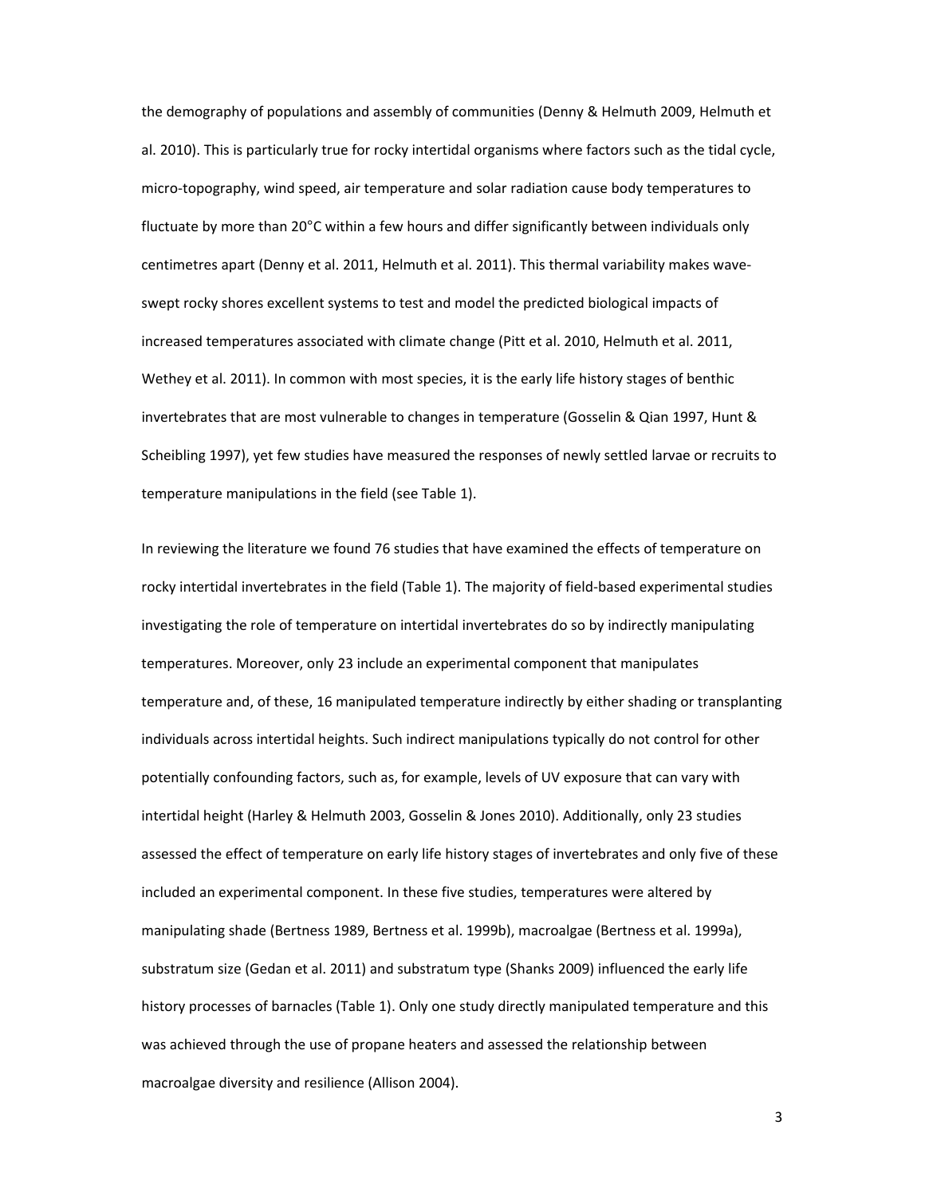the demography of populations and assembly of communities (Denny & Helmuth 2009, Helmuth et al. 2010). This is particularly true for rocky intertidal organisms where factors such as the tidal cycle, micro-topography, wind speed, air temperature and solar radiation cause body temperatures to fluctuate by more than 20°C within a few hours and differ significantly between individuals only centimetres apart (Denny et al. 2011, Helmuth et al. 2011). This thermal variability makes wave-swept rocky shores excellent systems to test and model the predicted biological impacts of increased temperatures associated with climate change (Pitt et al. 2010, Helmuth et al. 2011, Wethey et al. 2011). In common with most species, it is the early life history stages of benthic invertebrates that are most vulnerable to changes in temperature (Gosselin & Qian 1997, Hunt & Scheibling 1997), yet few studies have measured the responses of newly settled larvae or recruits to temperature manipulations in the field (see Table 1).

In reviewing the literature we found 76 studies that have examined the effects of temperature on rocky intertidal invertebrates in the field (Table 1). The majority of field-based experimental studies investigating the role of temperature on intertidal invertebrates do so by indirectly manipulating temperatures. Moreover, only 23 include an experimental component that manipulates temperature and, of these, 16 manipulated temperature indirectly by either shading or transplanting individuals across intertidal heights. Such indirect manipulations typically do not control for other potentially confounding factors, such as, for example, levels of UV exposure that can vary with intertidal height (Harley & Helmuth 2003, Gosselin & Jones 2010). Additionally, only 23 studies assessed the effect of temperature on early life history stages of invertebrates and only five of these included an experimental component. In these five studies, temperatures were altered by manipulating shade (Bertness 1989, Bertness et al. 1999b), macroalgae (Bertness et al. 1999a), substratum size (Gedan et al. 2011) and substratum type (Shanks 2009) influenced the early life history processes of barnacles (Table 1). Only one study directly manipulated temperature and this was achieved through the use of propane heaters and assessed the relationship between macroalgae diversity and resilience (Allison 2004).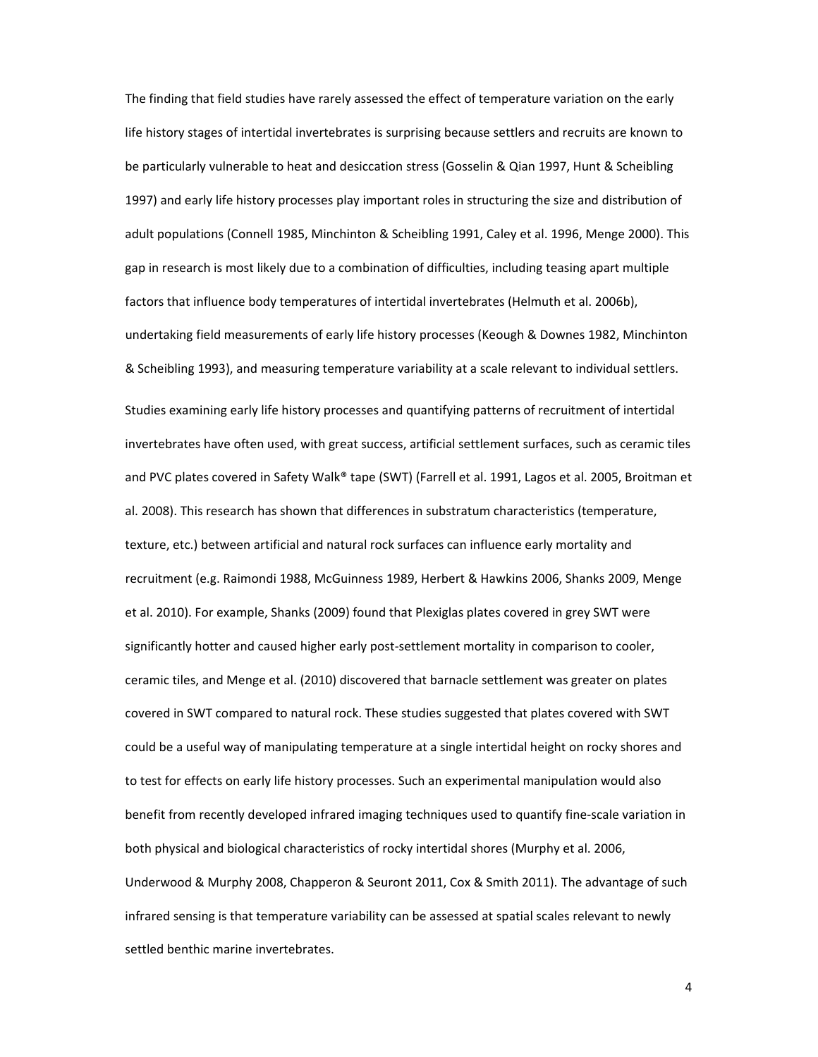The finding that field studies have rarely assessed the effect of temperature variation on the early life history stages of intertidal invertebrates is surprising because settlers and recruits are known to be particularly vulnerable to heat and desiccation stress (Gosselin & Qian 1997, Hunt & Scheibling 1997) and early life history processes play important roles in structuring the size and distribution of adult populations (Connell 1985, Minchinton & Scheibling 1991, Caley et al. 1996, Menge 2000). This gap in research is most likely due to a combination of difficulties, including teasing apart multiple factors that influence body temperatures of intertidal invertebrates (Helmuth et al. 2006b), undertaking field measurements of early life history processes (Keough & Downes 1982, Minchinton & Scheibling 1993), and measuring temperature variability at a scale relevant to individual settlers.

Studies examining early life history processes and quantifying patterns of recruitment of intertidal invertebrates have often used, with great success, artificial settlement surfaces, such as ceramic tiles and PVC plates covered in Safety Walk® tape (SWT) (Farrell et al. 1991, Lagos et al. 2005, Broitman et al. 2008). This research has shown that differences in substratum characteristics (temperature, texture, etc.) between artificial and natural rock surfaces can influence early mortality and recruitment (e.g. Raimondi 1988, McGuinness 1989, Herbert & Hawkins 2006, Shanks 2009, Menge et al. 2010). For example, Shanks (2009) found that Plexiglas plates covered in grey SWT were significantly hotter and caused higher early post-settlement mortality in comparison to cooler, ceramic tiles, and Menge et al. (2010) discovered that barnacle settlement was greater on plates covered in SWT compared to natural rock. These studies suggested that plates covered with SWT could be a useful way of manipulating temperature at a single intertidal height on rocky shores and to test for effects on early life history processes. Such an experimental manipulation would also benefit from recently developed infrared imaging techniques used to quantify fine-scale variation in both physical and biological characteristics of rocky intertidal shores (Murphy et al. 2006, Underwood & Murphy 2008, Chapperon & Seuront 2011, Cox & Smith 2011). The advantage of such infrared sensing is that temperature variability can be assessed at spatial scales relevant to newly settled benthic marine invertebrates.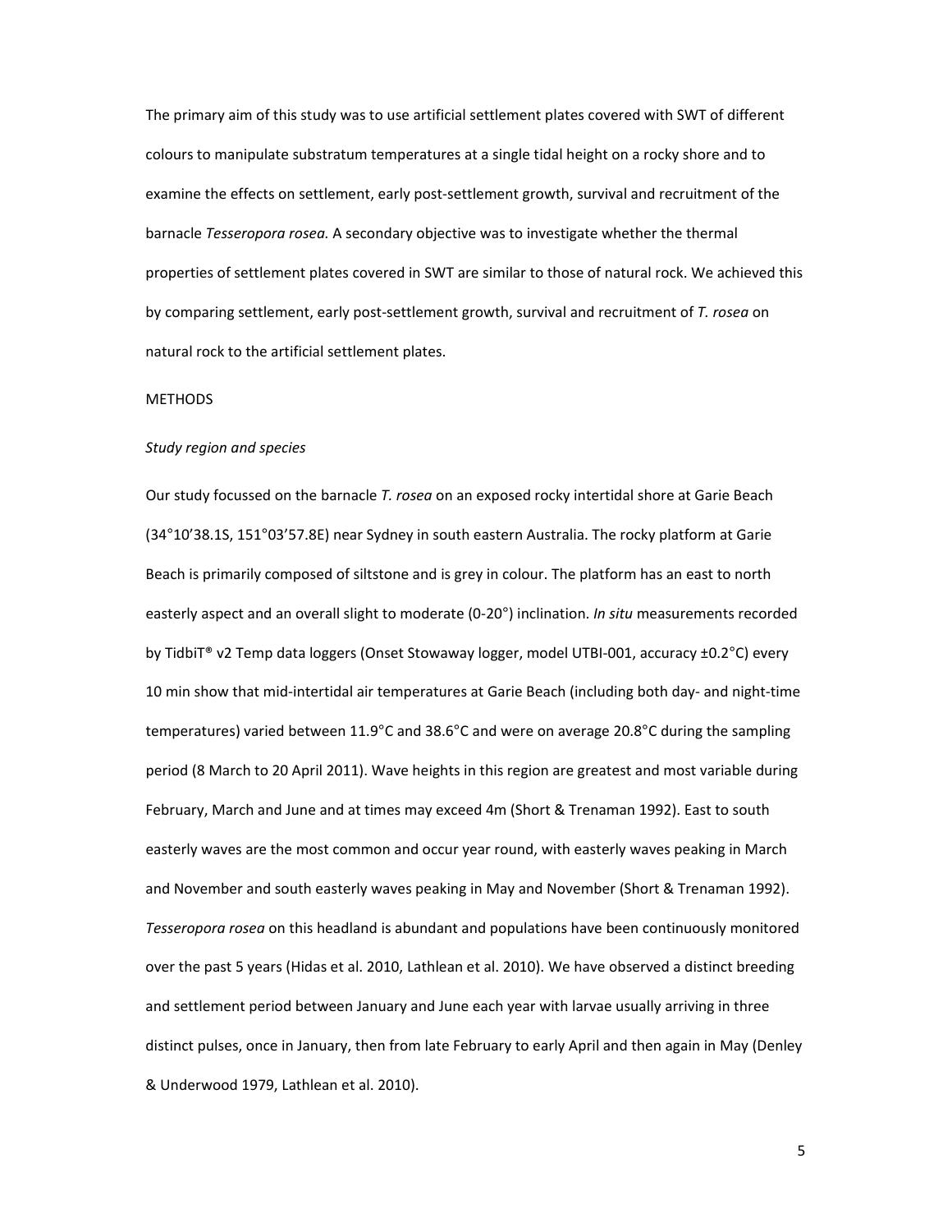The primary aim of this study was to use artificial settlement plates covered with SWT of different colours to manipulate substratum temperatures at a single tidal height on a rocky shore and to examine the effects on settlement, early post-settlement growth, survival and recruitment of the barnacle *Tesseropora rosea.* A secondary objective was to investigate whether the thermal properties of settlement plates covered in SWT are similar to those of natural rock. We achieved this by comparing settlement, early post-settlement growth, survival and recruitment of *T. rosea* on natural rock to the artificial settlement plates.

## METHODS

### *Study region and species*

Our study focussed on the barnacle *T. rosea* on an exposed rocky intertidal shore at Garie Beach (34°10'38.1S, 151°03'57.8E) near Sydney in south eastern Australia. The rocky platform at Garie Beach is primarily composed of siltstone and is grey in colour. The platform has an east to north easterly aspect and an overall slight to moderate (0-20°) inclination. *In situ* measurements recorded by TidbiT® v2 Temp data loggers (Onset Stowaway logger, model UTBI-001, accuracy ±0.2°C) every 10 min show that mid-intertidal air temperatures at Garie Beach (including both day- and night-time temperatures) varied between 11.9°C and 38.6°C and were on average 20.8°C during the sampling period (8 March to 20 April 2011). Wave heights in this region are greatest and most variable during February, March and June and at times may exceed 4m (Short & Trenaman 1992). East to south easterly waves are the most common and occur year round, with easterly waves peaking in March and November and south easterly waves peaking in May and November (Short & Trenaman 1992). *Tesseropora rosea* on this headland is abundant and populations have been continuously monitored over the past 5 years (Hidas et al. 2010, Lathlean et al. 2010). We have observed a distinct breeding and settlement period between January and June each year with larvae usually arriving in three distinct pulses, once in January, then from late February to early April and then again in May (Denley & Underwood 1979, Lathlean et al. 2010).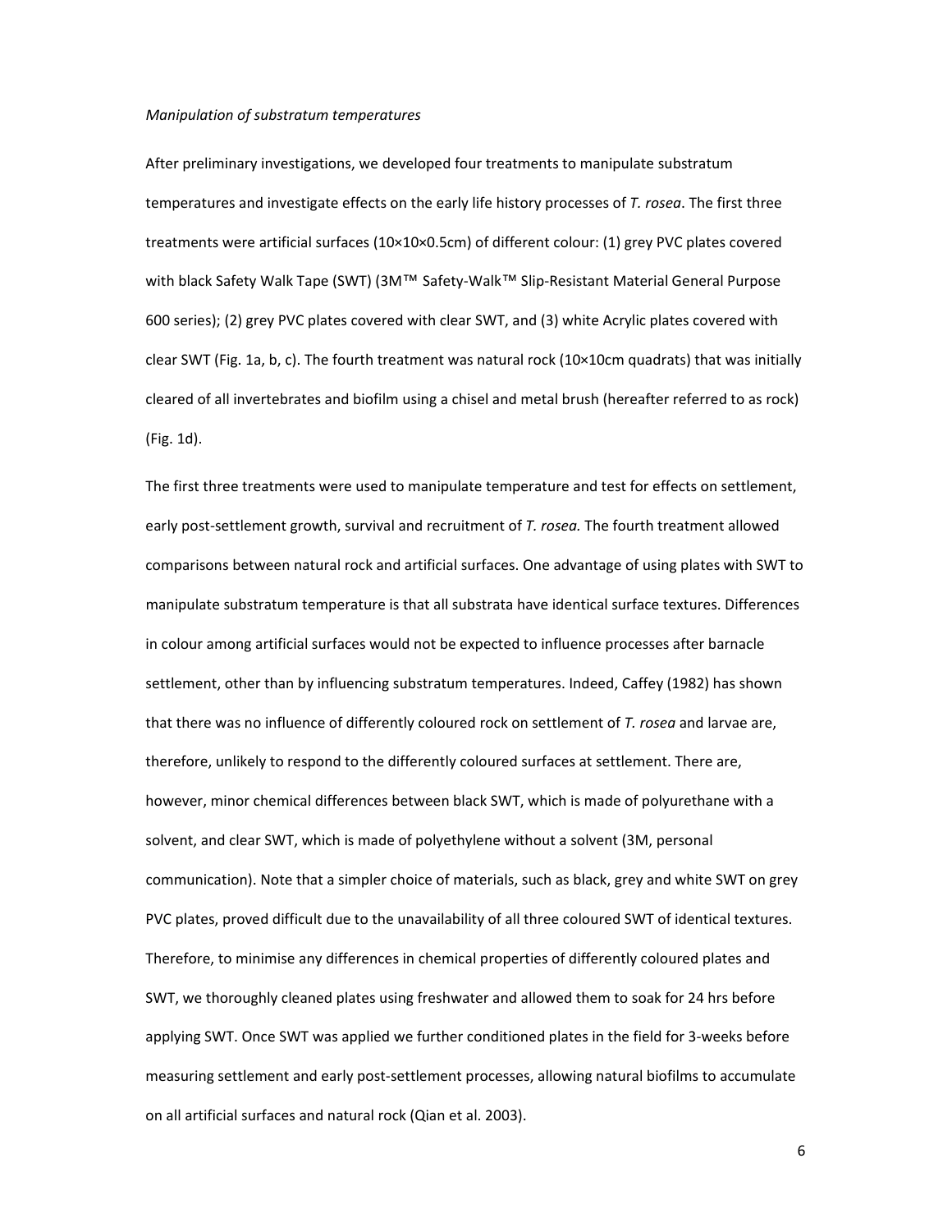*Manipulation of substratum temperatures*

After preliminary investigations, we developed four treatments to manipulate substratum temperatures and investigate effects on the early life history processes of *T. rosea*. The first three treatments were artificial surfaces (10×10×0.5cm) of different colour: (1) grey PVC plates covered with black Safety Walk Tape (SWT) (3M™ Safety-Walk™ Slip-Resistant Material General Purpose 600 series); (2) grey PVC plates covered with clear SWT, and (3) white Acrylic plates covered with clear SWT (Fig. 1a, b, c). The fourth treatment was natural rock (10×10cm quadrats) that was initially cleared of all invertebrates and biofilm using a chisel and metal brush (hereafter referred to as rock) (Fig. 1d).

The first three treatments were used to manipulate temperature and test for effects on settlement, early post-settlement growth, survival and recruitment of *T. rosea.* The fourth treatment allowed comparisons between natural rock and artificial surfaces. One advantage of using plates with SWT to manipulate substratum temperature is that all substrata have identical surface textures. Differences in colour among artificial surfaces would not be expected to influence processes after barnacle settlement, other than by influencing substratum temperatures. Indeed, Caffey (1982) has shown that there was no influence of differently coloured rock on settlement of *T. rosea* and larvae are, therefore, unlikely to respond to the differently coloured surfaces at settlement. There are, however, minor chemical differences between black SWT, which is made of polyurethane with a solvent, and clear SWT, which is made of polyethylene without a solvent (3M, personal communication). Note that a simpler choice of materials, such as black, grey and white SWT on grey PVC plates, proved difficult due to the unavailability of all three coloured SWT of identical textures. Therefore, to minimise any differences in chemical properties of differently coloured plates and SWT, we thoroughly cleaned plates using freshwater and allowed them to soak for 24 hrs before applying SWT. Once SWT was applied we further conditioned plates in the field for 3-weeks before measuring settlement and early post-settlement processes, allowing natural biofilms to accumulate on all artificial surfaces and natural rock (Qian et al. 2003).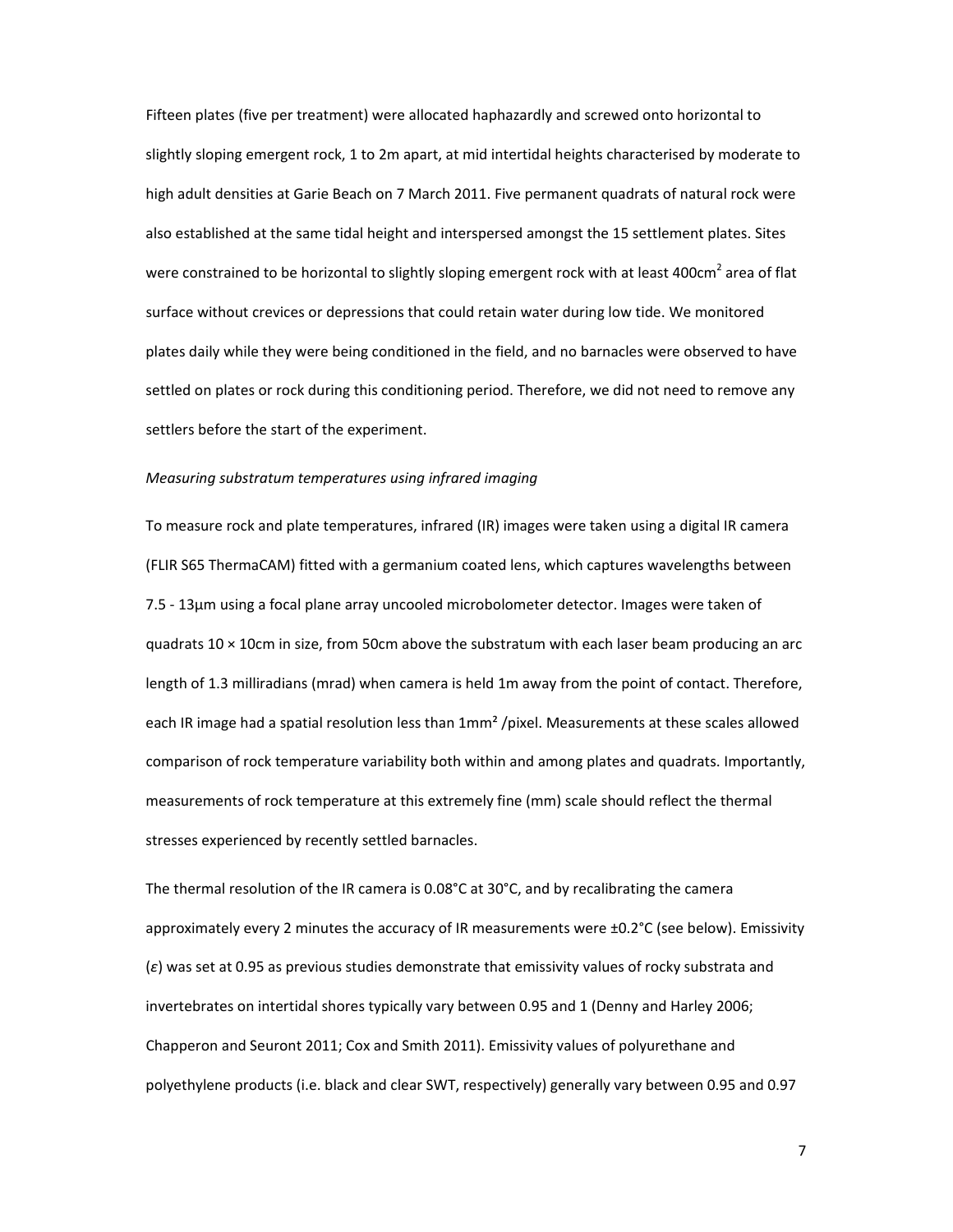Fifteen plates (five per treatment) were allocated haphazardly and screwed onto horizontal to slightly sloping emergent rock, 1 to 2m apart, at mid intertidal heights characterised by moderate to high adult densities at Garie Beach on 7 March 2011. Five permanent quadrats of natural rock were also established at the same tidal height and interspersed amongst the 15 settlement plates. Sites were constrained to be horizontal to slightly sloping emergent rock with at least 400cm$^2$ area of flat surface without crevices or depressions that could retain water during low tide. We monitored plates daily while they were being conditioned in the field, and no barnacles were observed to have settled on plates or rock during this conditioning period. Therefore, we did not need to remove any settlers before the start of the experiment.

*Measuring substratum temperatures using infrared imaging*

To measure rock and plate temperatures, infrared (IR) images were taken using a digital IR camera (FLIR S65 ThermaCAM) fitted with a germanium coated lens, which captures wavelengths between 7.5 - 13µm using a focal plane array uncooled microbolometer detector. Images were taken of quadrats 10 × 10cm in size, from 50cm above the substratum with each laser beam producing an arc length of 1.3 milliradians (mrad) when camera is held 1m away from the point of contact. Therefore, each IR image had a spatial resolution less than 1mm$^2$ /pixel. Measurements at these scales allowed comparison of rock temperature variability both within and among plates and quadrats. Importantly, measurements of rock temperature at this extremely fine (mm) scale should reflect the thermal stresses experienced by recently settled barnacles.

The thermal resolution of the IR camera is 0.08°C at 30°C, and by recalibrating the camera approximately every 2 minutes the accuracy of IR measurements were ±0.2°C (see below). Emissivity ($\varepsilon$) was set at 0.95 as previous studies demonstrate that emissivity values of rocky substrata and invertebrates on intertidal shores typically vary between 0.95 and 1 (Denny and Harley 2006; Chapperon and Seuront 2011; Cox and Smith 2011). Emissivity values of polyurethane and polyethylene products (i.e. black and clear SWT, respectively) generally vary between 0.95 and 0.97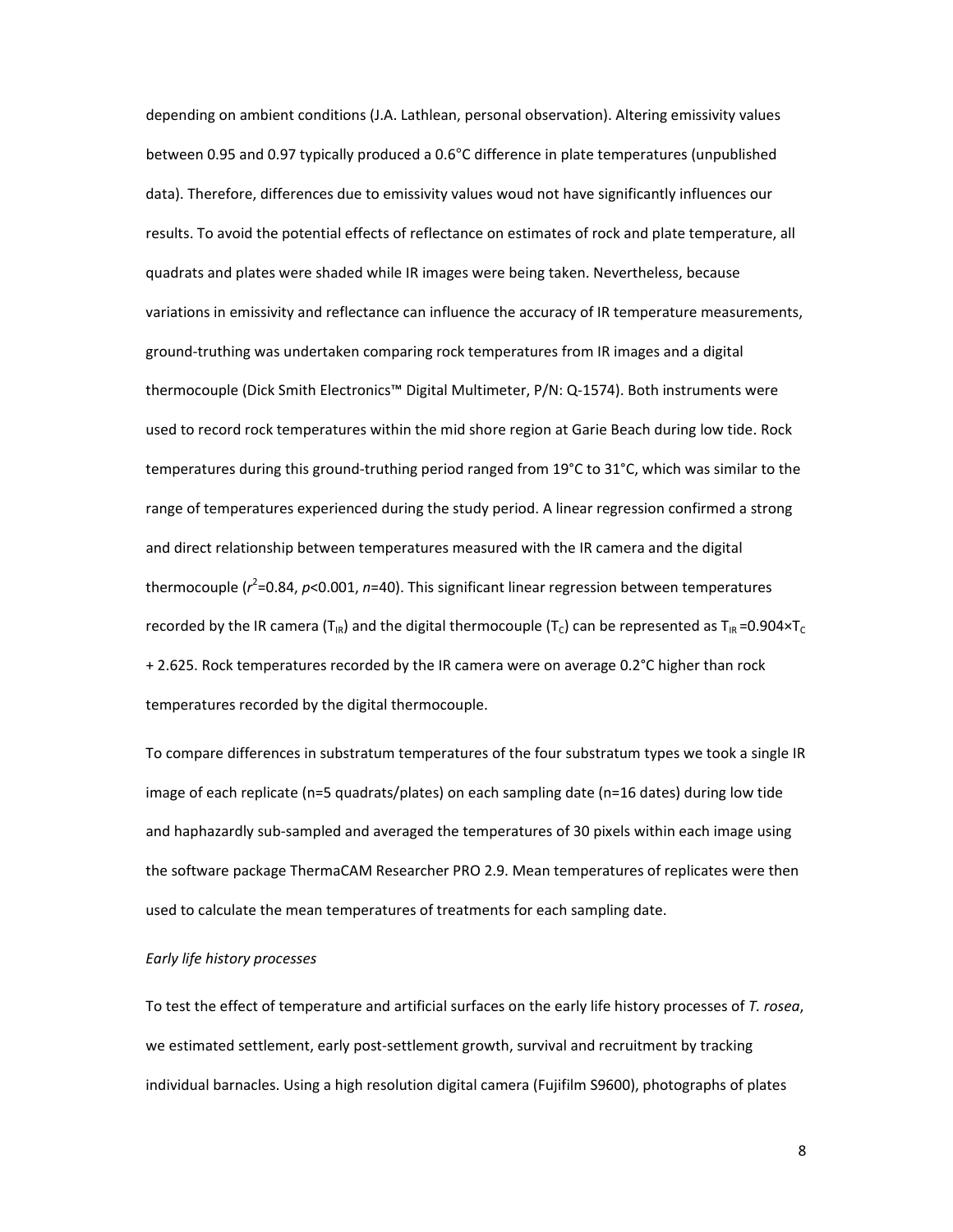depending on ambient conditions (J.A. Lathlean, personal observation). Altering emissivity values between 0.95 and 0.97 typically produced a 0.6°C difference in plate temperatures (unpublished data). Therefore, differences due to emissivity values woud not have significantly influences our results. To avoid the potential effects of reflectance on estimates of rock and plate temperature, all quadrats and plates were shaded while IR images were being taken. Nevertheless, because variations in emissivity and reflectance can influence the accuracy of IR temperature measurements, ground-truthing was undertaken comparing rock temperatures from IR images and a digital thermocouple (Dick Smith Electronics™ Digital Multimeter, P/N: Q-1574). Both instruments were used to record rock temperatures within the mid shore region at Garie Beach during low tide. Rock temperatures during this ground-truthing period ranged from 19°C to 31°C, which was similar to the range of temperatures experienced during the study period. A linear regression confirmed a strong and direct relationship between temperatures measured with the IR camera and the digital thermocouple ($r^2$=0.84, $p$<0.001, $n$=40). This significant linear regression between temperatures recorded by the IR camera ($T_{IR}$) and the digital thermocouple ($T_C$) can be represented as $T_{IR} = 0.904 \times T_C + 2.625$. Rock temperatures recorded by the IR camera were on average 0.2°C higher than rock temperatures recorded by the digital thermocouple.

To compare differences in substratum temperatures of the four substratum types we took a single IR image of each replicate (n=5 quadrats/plates) on each sampling date (n=16 dates) during low tide and haphazardly sub-sampled and averaged the temperatures of 30 pixels within each image using the software package ThermaCAM Researcher PRO 2.9. Mean temperatures of replicates were then used to calculate the mean temperatures of treatments for each sampling date.

*Early life history processes*

To test the effect of temperature and artificial surfaces on the early life history processes of *T. rosea*, we estimated settlement, early post-settlement growth, survival and recruitment by tracking individual barnacles. Using a high resolution digital camera (Fujifilm S9600), photographs of plates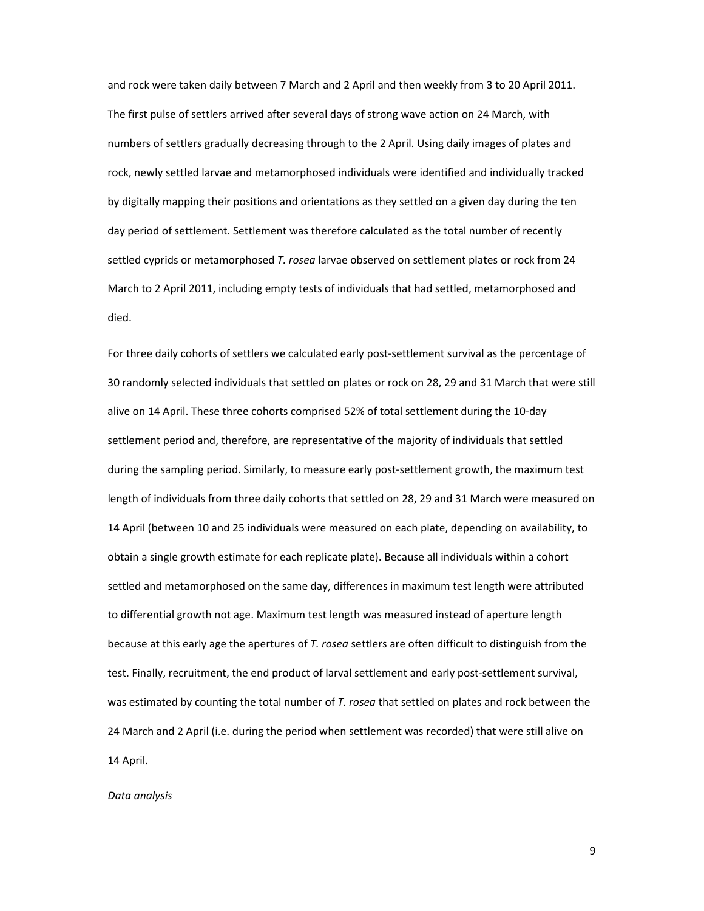and rock were taken daily between 7 March and 2 April and then weekly from 3 to 20 April 2011. The first pulse of settlers arrived after several days of strong wave action on 24 March, with numbers of settlers gradually decreasing through to the 2 April. Using daily images of plates and rock, newly settled larvae and metamorphosed individuals were identified and individually tracked by digitally mapping their positions and orientations as they settled on a given day during the ten day period of settlement. Settlement was therefore calculated as the total number of recently settled cyprids or metamorphosed *T. rosea* larvae observed on settlement plates or rock from 24 March to 2 April 2011, including empty tests of individuals that had settled, metamorphosed and died.

For three daily cohorts of settlers we calculated early post-settlement survival as the percentage of 30 randomly selected individuals that settled on plates or rock on 28, 29 and 31 March that were still alive on 14 April. These three cohorts comprised 52% of total settlement during the 10-day settlement period and, therefore, are representative of the majority of individuals that settled during the sampling period. Similarly, to measure early post-settlement growth, the maximum test length of individuals from three daily cohorts that settled on 28, 29 and 31 March were measured on 14 April (between 10 and 25 individuals were measured on each plate, depending on availability, to obtain a single growth estimate for each replicate plate). Because all individuals within a cohort settled and metamorphosed on the same day, differences in maximum test length were attributed to differential growth not age. Maximum test length was measured instead of aperture length because at this early age the apertures of *T. rosea* settlers are often difficult to distinguish from the test. Finally, recruitment, the end product of larval settlement and early post-settlement survival, was estimated by counting the total number of *T. rosea* that settled on plates and rock between the 24 March and 2 April (i.e. during the period when settlement was recorded) that were still alive on 14 April.

*Data analysis*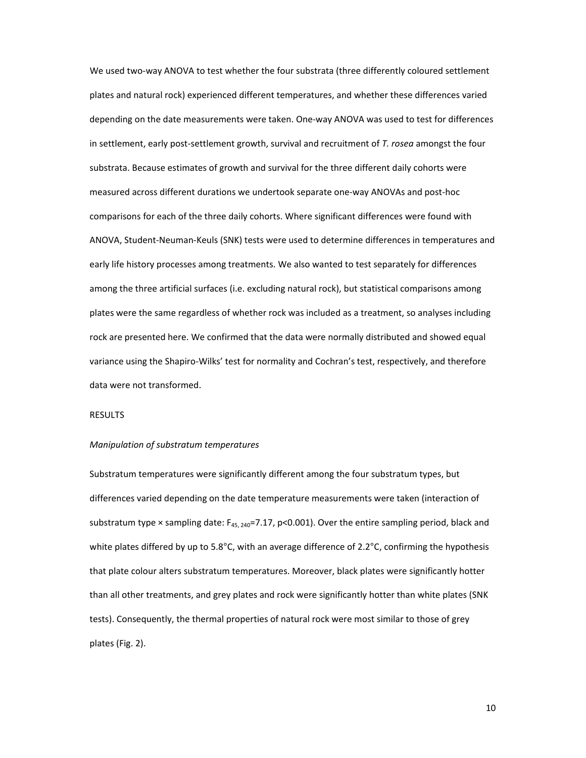We used two-way ANOVA to test whether the four substrata (three differently coloured settlement plates and natural rock) experienced different temperatures, and whether these differences varied depending on the date measurements were taken. One-way ANOVA was used to test for differences in settlement, early post-settlement growth, survival and recruitment of *T. rosea* amongst the four substrata. Because estimates of growth and survival for the three different daily cohorts were measured across different durations we undertook separate one-way ANOVAs and post-hoc comparisons for each of the three daily cohorts. Where significant differences were found with ANOVA, Student-Neuman-Keuls (SNK) tests were used to determine differences in temperatures and early life history processes among treatments. We also wanted to test separately for differences among the three artificial surfaces (i.e. excluding natural rock), but statistical comparisons among plates were the same regardless of whether rock was included as a treatment, so analyses including rock are presented here. We confirmed that the data were normally distributed and showed equal variance using the Shapiro-Wilks' test for normality and Cochran's test, respectively, and therefore data were not transformed.

## RESULTS

### *Manipulation of substratum temperatures*

Substratum temperatures were significantly different among the four substratum types, but differences varied depending on the date temperature measurements were taken (interaction of substratum type × sampling date: $F_{45, 240}$=7.17, $p$<0.001). Over the entire sampling period, black and white plates differed by up to 5.8°C, with an average difference of 2.2°C, confirming the hypothesis that plate colour alters substratum temperatures. Moreover, black plates were significantly hotter than all other treatments, and grey plates and rock were significantly hotter than white plates (SNK tests). Consequently, the thermal properties of natural rock were most similar to those of grey plates (Fig. 2).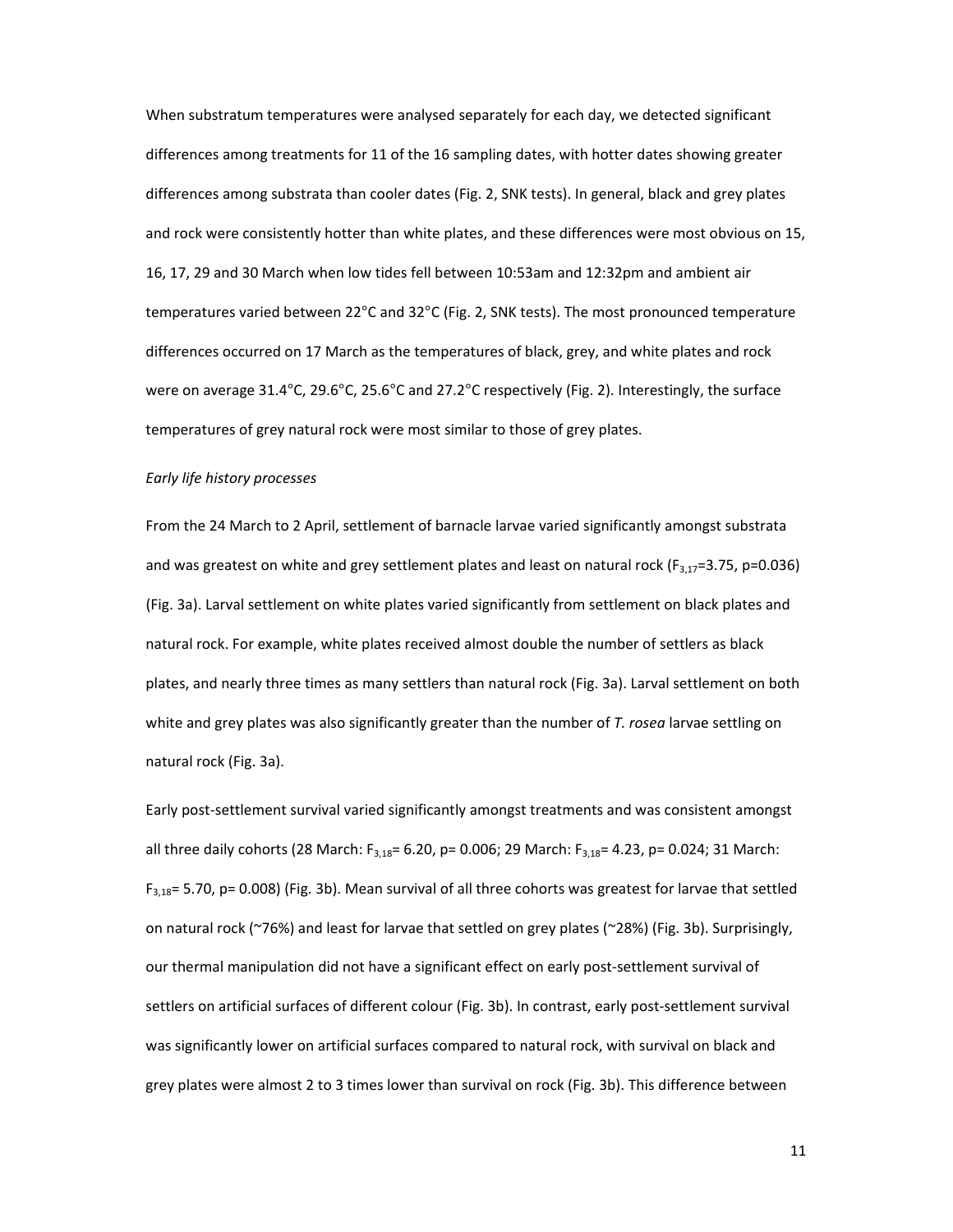When substratum temperatures were analysed separately for each day, we detected significant differences among treatments for 11 of the 16 sampling dates, with hotter dates showing greater differences among substrata than cooler dates (Fig. 2, SNK tests). In general, black and grey plates and rock were consistently hotter than white plates, and these differences were most obvious on 15, 16, 17, 29 and 30 March when low tides fell between 10:53am and 12:32pm and ambient air temperatures varied between 22°C and 32°C (Fig. 2, SNK tests). The most pronounced temperature differences occurred on 17 March as the temperatures of black, grey, and white plates and rock were on average 31.4°C, 29.6°C, 25.6°C and 27.2°C respectively (Fig. 2). Interestingly, the surface temperatures of grey natural rock were most similar to those of grey plates.

*Early life history processes*

From the 24 March to 2 April, settlement of barnacle larvae varied significantly amongst substrata and was greatest on white and grey settlement plates and least on natural rock ($F_{3,17}$=3.75, p=0.036) (Fig. 3a). Larval settlement on white plates varied significantly from settlement on black plates and natural rock. For example, white plates received almost double the number of settlers as black plates, and nearly three times as many settlers than natural rock (Fig. 3a). Larval settlement on both white and grey plates was also significantly greater than the number of *T. rosea* larvae settling on natural rock (Fig. 3a).

Early post-settlement survival varied significantly amongst treatments and was consistent amongst all three daily cohorts (28 March: $F_{3,18}$= 6.20, p= 0.006; 29 March: $F_{3,18}$= 4.23, p= 0.024; 31 March: $F_{3,18}$= 5.70, p= 0.008) (Fig. 3b). Mean survival of all three cohorts was greatest for larvae that settled on natural rock (~76%) and least for larvae that settled on grey plates (~28%) (Fig. 3b). Surprisingly, our thermal manipulation did not have a significant effect on early post-settlement survival of settlers on artificial surfaces of different colour (Fig. 3b). In contrast, early post-settlement survival was significantly lower on artificial surfaces compared to natural rock, with survival on black and grey plates were almost 2 to 3 times lower than survival on rock (Fig. 3b). This difference between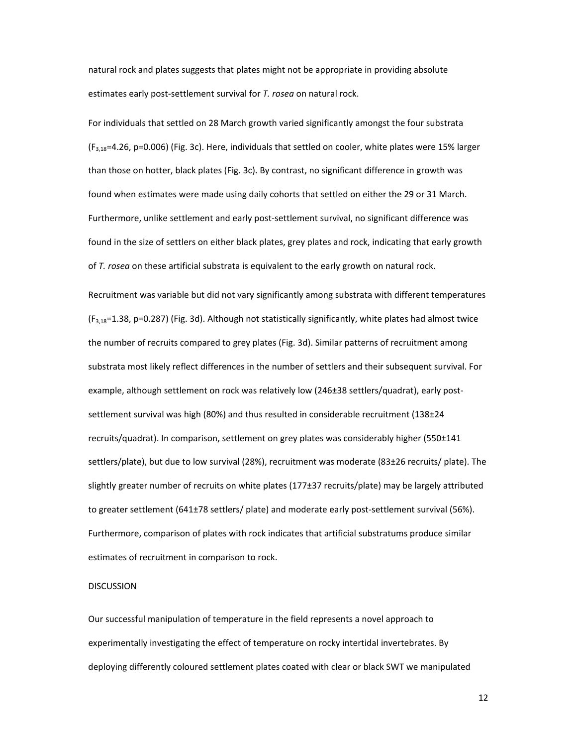natural rock and plates suggests that plates might not be appropriate in providing absolute estimates early post-settlement survival for *T. rosea* on natural rock.

For individuals that settled on 28 March growth varied significantly amongst the four substrata ($F_{3,18}$=4.26, p=0.006) (Fig. 3c). Here, individuals that settled on cooler, white plates were 15% larger than those on hotter, black plates (Fig. 3c). By contrast, no significant difference in growth was found when estimates were made using daily cohorts that settled on either the 29 or 31 March. Furthermore, unlike settlement and early post-settlement survival, no significant difference was found in the size of settlers on either black plates, grey plates and rock, indicating that early growth of *T. rosea* on these artificial substrata is equivalent to the early growth on natural rock.

Recruitment was variable but did not vary significantly among substrata with different temperatures ($F_{3,18}$=1.38, p=0.287) (Fig. 3d). Although not statistically significantly, white plates had almost twice the number of recruits compared to grey plates (Fig. 3d). Similar patterns of recruitment among substrata most likely reflect differences in the number of settlers and their subsequent survival. For example, although settlement on rock was relatively low (246±38 settlers/quadrat), early post-settlement survival was high (80%) and thus resulted in considerable recruitment (138±24 recruits/quadrat). In comparison, settlement on grey plates was considerably higher (550±141 settlers/plate), but due to low survival (28%), recruitment was moderate (83±26 recruits/ plate). The slightly greater number of recruits on white plates (177±37 recruits/plate) may be largely attributed to greater settlement (641±78 settlers/ plate) and moderate early post-settlement survival (56%). Furthermore, comparison of plates with rock indicates that artificial substratums produce similar estimates of recruitment in comparison to rock.

## DISCUSSION

Our successful manipulation of temperature in the field represents a novel approach to experimentally investigating the effect of temperature on rocky intertidal invertebrates. By deploying differently coloured settlement plates coated with clear or black SWT we manipulated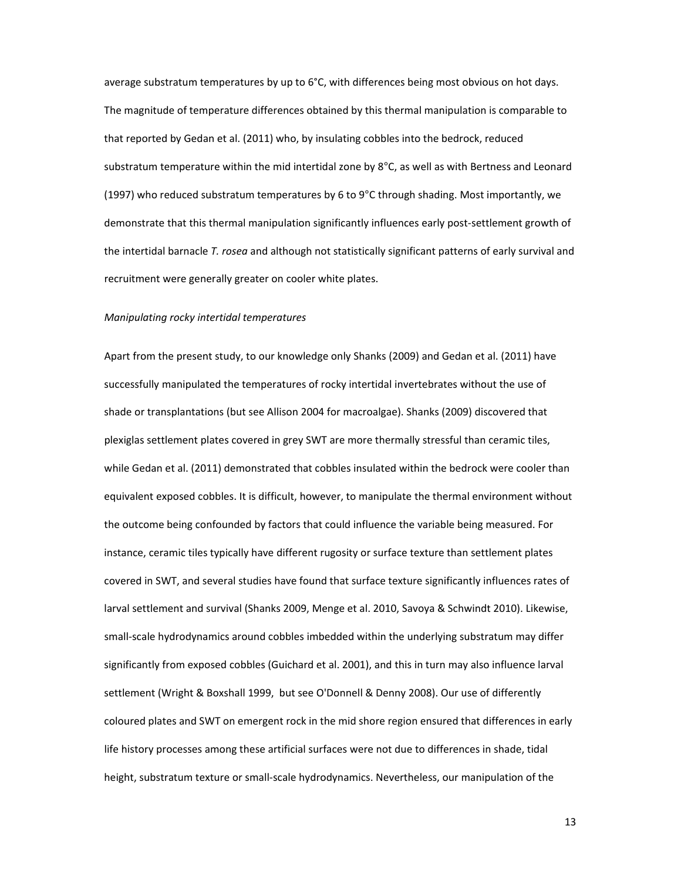average substratum temperatures by up to 6°C, with differences being most obvious on hot days. The magnitude of temperature differences obtained by this thermal manipulation is comparable to that reported by Gedan et al. (2011) who, by insulating cobbles into the bedrock, reduced substratum temperature within the mid intertidal zone by 8°C, as well as with Bertness and Leonard (1997) who reduced substratum temperatures by 6 to 9°C through shading. Most importantly, we demonstrate that this thermal manipulation significantly influences early post-settlement growth of the intertidal barnacle *T. rosea* and although not statistically significant patterns of early survival and recruitment were generally greater on cooler white plates.

*Manipulating rocky intertidal temperatures*

Apart from the present study, to our knowledge only Shanks (2009) and Gedan et al. (2011) have successfully manipulated the temperatures of rocky intertidal invertebrates without the use of shade or transplantations (but see Allison 2004 for macroalgae). Shanks (2009) discovered that plexiglas settlement plates covered in grey SWT are more thermally stressful than ceramic tiles, while Gedan et al. (2011) demonstrated that cobbles insulated within the bedrock were cooler than equivalent exposed cobbles. It is difficult, however, to manipulate the thermal environment without the outcome being confounded by factors that could influence the variable being measured. For instance, ceramic tiles typically have different rugosity or surface texture than settlement plates covered in SWT, and several studies have found that surface texture significantly influences rates of larval settlement and survival (Shanks 2009, Menge et al. 2010, Savoya & Schwindt 2010). Likewise, small-scale hydrodynamics around cobbles imbedded within the underlying substratum may differ significantly from exposed cobbles (Guichard et al. 2001), and this in turn may also influence larval settlement (Wright & Boxshall 1999, but see O'Donnell & Denny 2008). Our use of differently coloured plates and SWT on emergent rock in the mid shore region ensured that differences in early life history processes among these artificial surfaces were not due to differences in shade, tidal height, substratum texture or small-scale hydrodynamics. Nevertheless, our manipulation of the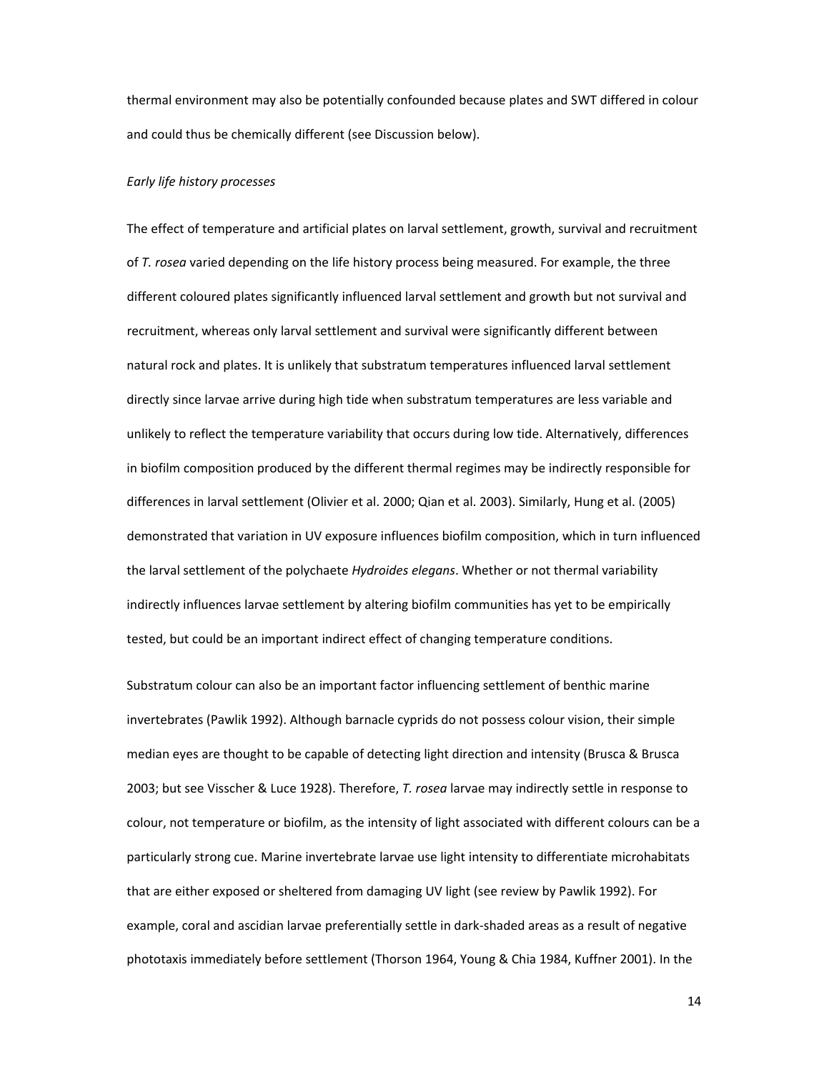thermal environment may also be potentially confounded because plates and SWT differed in colour and could thus be chemically different (see Discussion below).

*Early life history processes*

The effect of temperature and artificial plates on larval settlement, growth, survival and recruitment of *T. rosea* varied depending on the life history process being measured. For example, the three different coloured plates significantly influenced larval settlement and growth but not survival and recruitment, whereas only larval settlement and survival were significantly different between natural rock and plates. It is unlikely that substratum temperatures influenced larval settlement directly since larvae arrive during high tide when substratum temperatures are less variable and unlikely to reflect the temperature variability that occurs during low tide. Alternatively, differences in biofilm composition produced by the different thermal regimes may be indirectly responsible for differences in larval settlement (Olivier et al. 2000; Qian et al. 2003). Similarly, Hung et al. (2005) demonstrated that variation in UV exposure influences biofilm composition, which in turn influenced the larval settlement of the polychaete *Hydroides elegans*. Whether or not thermal variability indirectly influences larvae settlement by altering biofilm communities has yet to be empirically tested, but could be an important indirect effect of changing temperature conditions.

Substratum colour can also be an important factor influencing settlement of benthic marine invertebrates (Pawlik 1992). Although barnacle cyprids do not possess colour vision, their simple median eyes are thought to be capable of detecting light direction and intensity (Brusca & Brusca 2003; but see Visscher & Luce 1928). Therefore, *T. rosea* larvae may indirectly settle in response to colour, not temperature or biofilm, as the intensity of light associated with different colours can be a particularly strong cue. Marine invertebrate larvae use light intensity to differentiate microhabitats that are either exposed or sheltered from damaging UV light (see review by Pawlik 1992). For example, coral and ascidian larvae preferentially settle in dark-shaded areas as a result of negative phototaxis immediately before settlement (Thorson 1964, Young & Chia 1984, Kuffner 2001). In the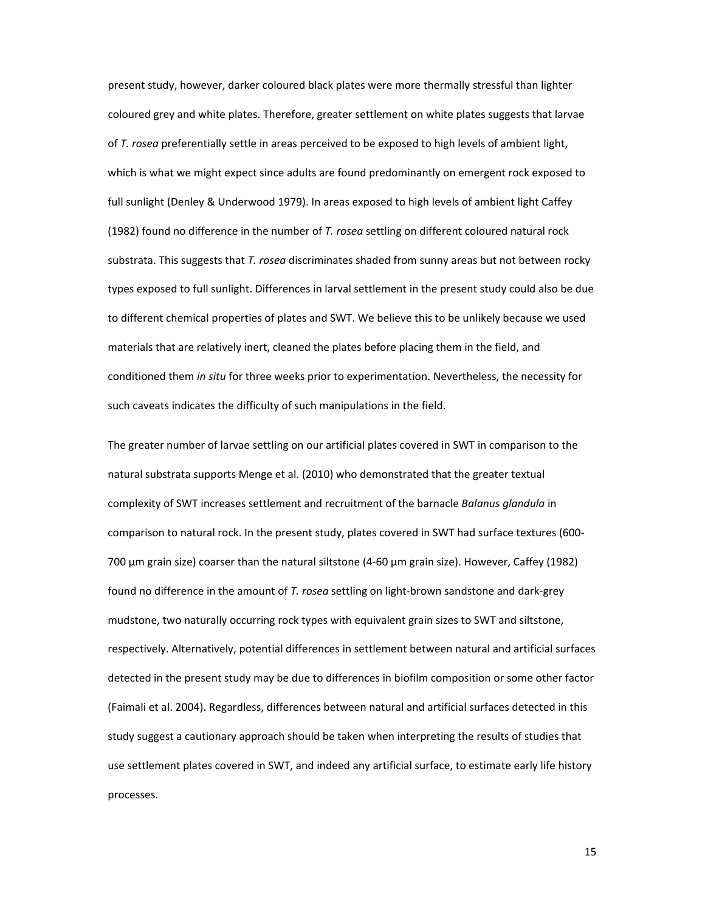present study, however, darker coloured black plates were more thermally stressful than lighter coloured grey and white plates. Therefore, greater settlement on white plates suggests that larvae of *T. rosea* preferentially settle in areas perceived to be exposed to high levels of ambient light, which is what we might expect since adults are found predominantly on emergent rock exposed to full sunlight (Denley & Underwood 1979). In areas exposed to high levels of ambient light Caffey (1982) found no difference in the number of *T. rosea* settling on different coloured natural rock substrata. This suggests that *T. rosea* discriminates shaded from sunny areas but not between rocky types exposed to full sunlight. Differences in larval settlement in the present study could also be due to different chemical properties of plates and SWT. We believe this to be unlikely because we used materials that are relatively inert, cleaned the plates before placing them in the field, and conditioned them *in situ* for three weeks prior to experimentation. Nevertheless, the necessity for such caveats indicates the difficulty of such manipulations in the field.

The greater number of larvae settling on our artificial plates covered in SWT in comparison to the natural substrata supports Menge et al. (2010) who demonstrated that the greater textual complexity of SWT increases settlement and recruitment of the barnacle *Balanus glandula* in comparison to natural rock. In the present study, plates covered in SWT had surface textures (600-700 µm grain size) coarser than the natural siltstone (4-60 µm grain size). However, Caffey (1982) found no difference in the amount of *T. rosea* settling on light-brown sandstone and dark-grey mudstone, two naturally occurring rock types with equivalent grain sizes to SWT and siltstone, respectively. Alternatively, potential differences in settlement between natural and artificial surfaces detected in the present study may be due to differences in biofilm composition or some other factor (Faimali et al. 2004). Regardless, differences between natural and artificial surfaces detected in this study suggest a cautionary approach should be taken when interpreting the results of studies that use settlement plates covered in SWT, and indeed any artificial surface, to estimate early life history processes.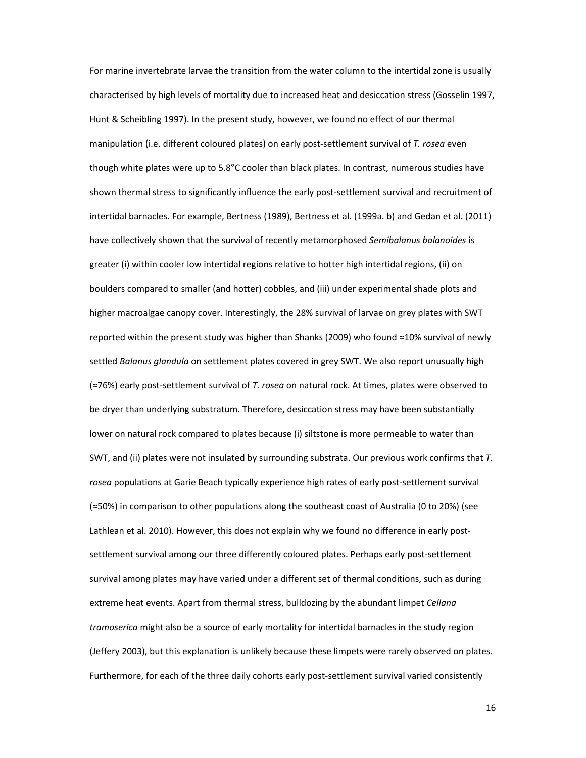For marine invertebrate larvae the transition from the water column to the intertidal zone is usually characterised by high levels of mortality due to increased heat and desiccation stress (Gosselin 1997, Hunt & Scheibling 1997). In the present study, however, we found no effect of our thermal manipulation (i.e. different coloured plates) on early post-settlement survival of *T. rosea* even though white plates were up to 5.8°C cooler than black plates. In contrast, numerous studies have shown thermal stress to significantly influence the early post-settlement survival and recruitment of intertidal barnacles. For example, Bertness (1989), Bertness et al. (1999a. b) and Gedan et al. (2011) have collectively shown that the survival of recently metamorphosed *Semibalanus balanoides* is greater (i) within cooler low intertidal regions relative to hotter high intertidal regions, (ii) on boulders compared to smaller (and hotter) cobbles, and (iii) under experimental shade plots and higher macroalgae canopy cover. Interestingly, the 28% survival of larvae on grey plates with SWT reported within the present study was higher than Shanks (2009) who found ≈10% survival of newly settled *Balanus glandula* on settlement plates covered in grey SWT. We also report unusually high (≈76%) early post-settlement survival of *T. rosea* on natural rock. At times, plates were observed to be dryer than underlying substratum. Therefore, desiccation stress may have been substantially lower on natural rock compared to plates because (i) siltstone is more permeable to water than SWT, and (ii) plates were not insulated by surrounding substrata. Our previous work confirms that *T. rosea* populations at Garie Beach typically experience high rates of early post-settlement survival (≈50%) in comparison to other populations along the southeast coast of Australia (0 to 20%) (see Lathlean et al. 2010). However, this does not explain why we found no difference in early post-settlement survival among our three differently coloured plates. Perhaps early post-settlement survival among plates may have varied under a different set of thermal conditions, such as during extreme heat events. Apart from thermal stress, bulldozing by the abundant limpet *Cellana tramoserica* might also be a source of early mortality for intertidal barnacles in the study region (Jeffery 2003), but this explanation is unlikely because these limpets were rarely observed on plates. Furthermore, for each of the three daily cohorts early post-settlement survival varied consistently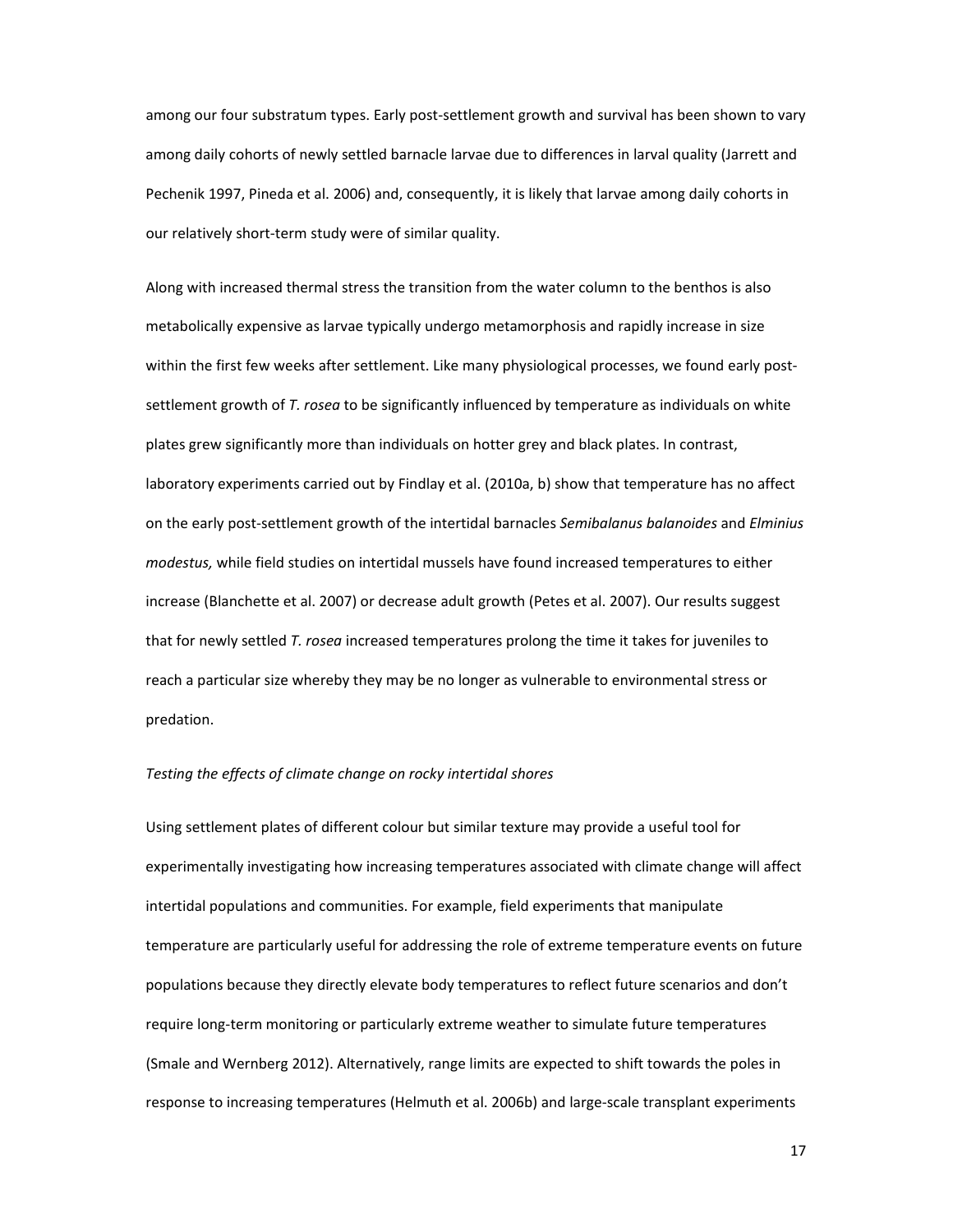among our four substratum types. Early post-settlement growth and survival has been shown to vary among daily cohorts of newly settled barnacle larvae due to differences in larval quality (Jarrett and Pechenik 1997, Pineda et al. 2006) and, consequently, it is likely that larvae among daily cohorts in our relatively short-term study were of similar quality.

Along with increased thermal stress the transition from the water column to the benthos is also metabolically expensive as larvae typically undergo metamorphosis and rapidly increase in size within the first few weeks after settlement. Like many physiological processes, we found early post-settlement growth of *T. rosea* to be significantly influenced by temperature as individuals on white plates grew significantly more than individuals on hotter grey and black plates. In contrast, laboratory experiments carried out by Findlay et al. (2010a, b) show that temperature has no affect on the early post-settlement growth of the intertidal barnacles *Semibalanus balanoides* and *Elminius modestus,* while field studies on intertidal mussels have found increased temperatures to either increase (Blanchette et al. 2007) or decrease adult growth (Petes et al. 2007). Our results suggest that for newly settled *T. rosea* increased temperatures prolong the time it takes for juveniles to reach a particular size whereby they may be no longer as vulnerable to environmental stress or predation.

*Testing the effects of climate change on rocky intertidal shores*

Using settlement plates of different colour but similar texture may provide a useful tool for experimentally investigating how increasing temperatures associated with climate change will affect intertidal populations and communities. For example, field experiments that manipulate temperature are particularly useful for addressing the role of extreme temperature events on future populations because they directly elevate body temperatures to reflect future scenarios and don't require long-term monitoring or particularly extreme weather to simulate future temperatures (Smale and Wernberg 2012). Alternatively, range limits are expected to shift towards the poles in response to increasing temperatures (Helmuth et al. 2006b) and large-scale transplant experiments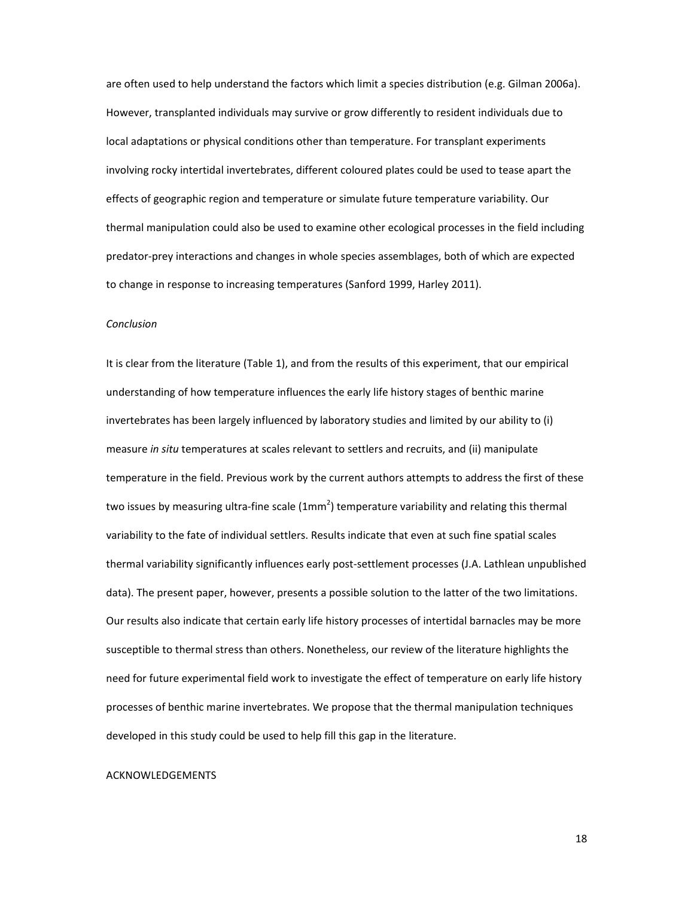are often used to help understand the factors which limit a species distribution (e.g. Gilman 2006a). However, transplanted individuals may survive or grow differently to resident individuals due to local adaptations or physical conditions other than temperature. For transplant experiments involving rocky intertidal invertebrates, different coloured plates could be used to tease apart the effects of geographic region and temperature or simulate future temperature variability. Our thermal manipulation could also be used to examine other ecological processes in the field including predator-prey interactions and changes in whole species assemblages, both of which are expected to change in response to increasing temperatures (Sanford 1999, Harley 2011).

*Conclusion*

It is clear from the literature (Table 1), and from the results of this experiment, that our empirical understanding of how temperature influences the early life history stages of benthic marine invertebrates has been largely influenced by laboratory studies and limited by our ability to (i) measure *in situ* temperatures at scales relevant to settlers and recruits, and (ii) manipulate temperature in the field. Previous work by the current authors attempts to address the first of these two issues by measuring ultra-fine scale ($1mm^2$) temperature variability and relating this thermal variability to the fate of individual settlers. Results indicate that even at such fine spatial scales thermal variability significantly influences early post-settlement processes (J.A. Lathlean unpublished data). The present paper, however, presents a possible solution to the latter of the two limitations. Our results also indicate that certain early life history processes of intertidal barnacles may be more susceptible to thermal stress than others. Nonetheless, our review of the literature highlights the need for future experimental field work to investigate the effect of temperature on early life history processes of benthic marine invertebrates. We propose that the thermal manipulation techniques developed in this study could be used to help fill this gap in the literature.

ACKNOWLEDGEMENTS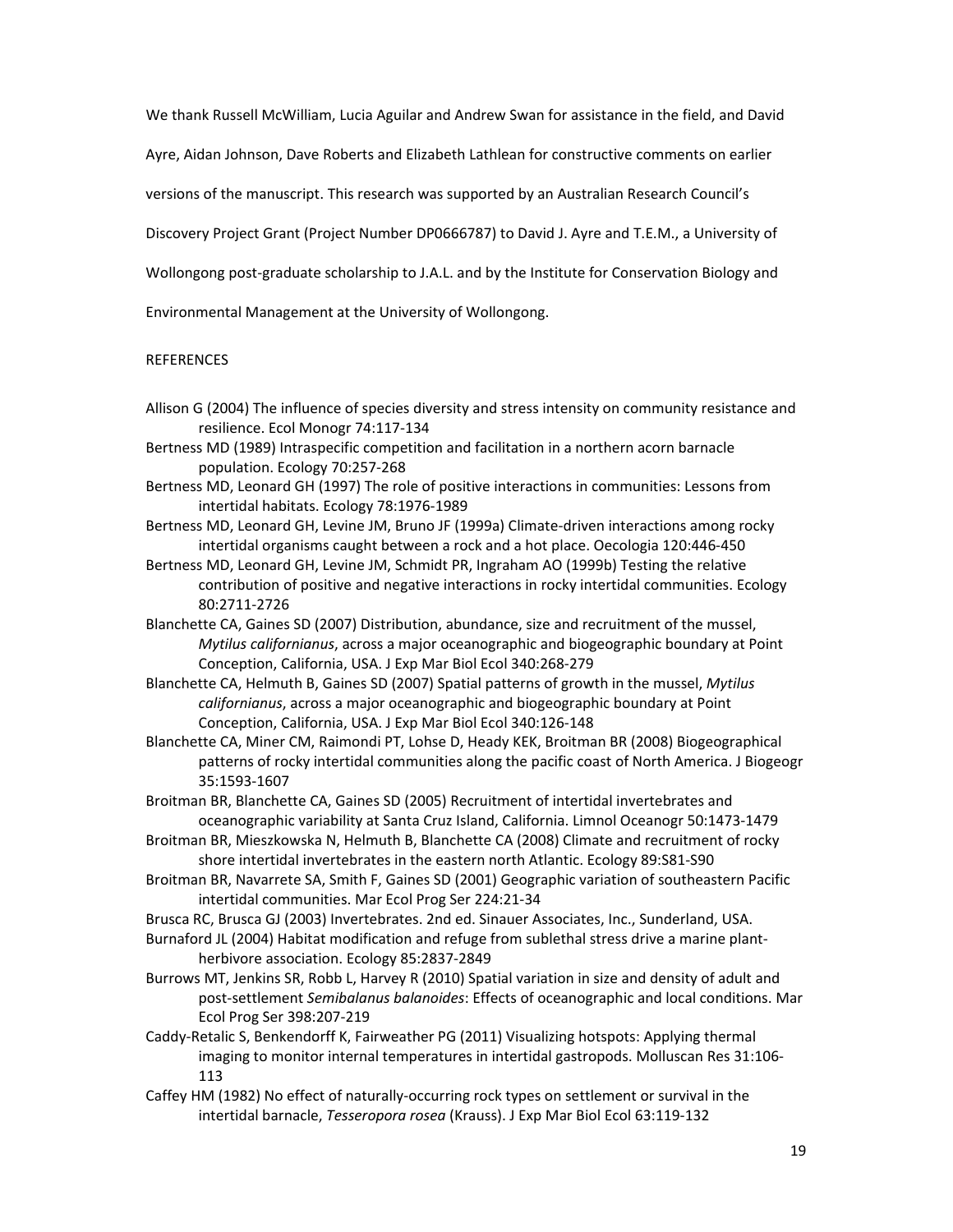We thank Russell McWilliam, Lucia Aguilar and Andrew Swan for assistance in the field, and David Ayre, Aidan Johnson, Dave Roberts and Elizabeth Lathlean for constructive comments on earlier versions of the manuscript. This research was supported by an Australian Research Council's Discovery Project Grant (Project Number DP0666787) to David J. Ayre and T.E.M., a University of Wollongong post-graduate scholarship to J.A.L. and by the Institute for Conservation Biology and Environmental Management at the University of Wollongong.

## REFERENCES

Allison G (2004) The influence of species diversity and stress intensity on community resistance and resilience. Ecol Monogr 74:117-134

Bertness MD (1989) Intraspecific competition and facilitation in a northern acorn barnacle population. Ecology 70:257-268

Bertness MD, Leonard GH (1997) The role of positive interactions in communities: Lessons from intertidal habitats. Ecology 78:1976-1989

Bertness MD, Leonard GH, Levine JM, Bruno JF (1999a) Climate-driven interactions among rocky intertidal organisms caught between a rock and a hot place. Oecologia 120:446-450

Bertness MD, Leonard GH, Levine JM, Schmidt PR, Ingraham AO (1999b) Testing the relative contribution of positive and negative interactions in rocky intertidal communities. Ecology 80:2711-2726

Blanchette CA, Gaines SD (2007) Distribution, abundance, size and recruitment of the mussel, *Mytilus californianus*, across a major oceanographic and biogeographic boundary at Point Conception, California, USA. J Exp Mar Biol Ecol 340:268-279

Blanchette CA, Helmuth B, Gaines SD (2007) Spatial patterns of growth in the mussel, *Mytilus californianus*, across a major oceanographic and biogeographic boundary at Point Conception, California, USA. J Exp Mar Biol Ecol 340:126-148

Blanchette CA, Miner CM, Raimondi PT, Lohse D, Heady KEK, Broitman BR (2008) Biogeographical patterns of rocky intertidal communities along the pacific coast of North America. J Biogeogr 35:1593-1607

Broitman BR, Blanchette CA, Gaines SD (2005) Recruitment of intertidal invertebrates and oceanographic variability at Santa Cruz Island, California. Limnol Oceanogr 50:1473-1479

Broitman BR, Mieszkowska N, Helmuth B, Blanchette CA (2008) Climate and recruitment of rocky shore intertidal invertebrates in the eastern north Atlantic. Ecology 89:S81-S90

Broitman BR, Navarrete SA, Smith F, Gaines SD (2001) Geographic variation of southeastern Pacific intertidal communities. Mar Ecol Prog Ser 224:21-34

Brusca RC, Brusca GJ (2003) Invertebrates. 2nd ed. Sinauer Associates, Inc., Sunderland, USA.

Burnaford JL (2004) Habitat modification and refuge from sublethal stress drive a marine plant-herbivore association. Ecology 85:2837-2849

Burrows MT, Jenkins SR, Robb L, Harvey R (2010) Spatial variation in size and density of adult and post-settlement *Semibalanus balanoides*: Effects of oceanographic and local conditions. Mar Ecol Prog Ser 398:207-219

Caddy-Retalic S, Benkendorff K, Fairweather PG (2011) Visualizing hotspots: Applying thermal imaging to monitor internal temperatures in intertidal gastropods. Molluscan Res 31:106-113

Caffey HM (1982) No effect of naturally-occurring rock types on settlement or survival in the intertidal barnacle, *Tesseropora rosea* (Krauss). J Exp Mar Biol Ecol 63:119-132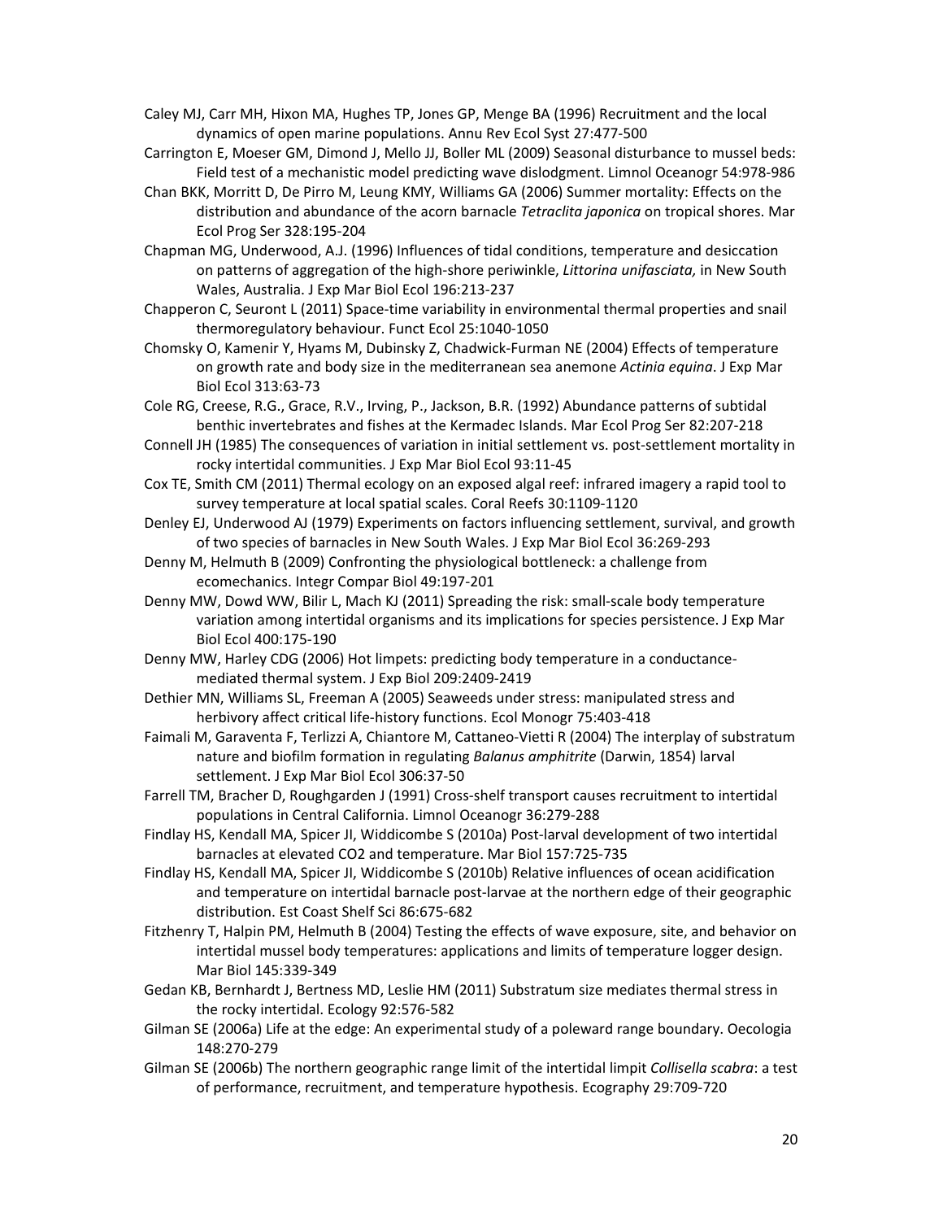Caley MJ, Carr MH, Hixon MA, Hughes TP, Jones GP, Menge BA (1996) Recruitment and the local dynamics of open marine populations. Annu Rev Ecol Syst 27:477-500

Carrington E, Moeser GM, Dimond J, Mello JJ, Boller ML (2009) Seasonal disturbance to mussel beds: Field test of a mechanistic model predicting wave dislodgment. Limnol Oceanogr 54:978-986

Chan BKK, Morritt D, De Pirro M, Leung KMY, Williams GA (2006) Summer mortality: Effects on the distribution and abundance of the acorn barnacle *Tetraclita japonica* on tropical shores. Mar Ecol Prog Ser 328:195-204

Chapman MG, Underwood, A.J. (1996) Influences of tidal conditions, temperature and desiccation on patterns of aggregation of the high-shore periwinkle, *Littorina unifasciata,* in New South Wales, Australia. J Exp Mar Biol Ecol 196:213-237

Chapperon C, Seuront L (2011) Space-time variability in environmental thermal properties and snail thermoregulatory behaviour. Funct Ecol 25:1040-1050

Chomsky O, Kamenir Y, Hyams M, Dubinsky Z, Chadwick-Furman NE (2004) Effects of temperature on growth rate and body size in the mediterranean sea anemone *Actinia equina*. J Exp Mar Biol Ecol 313:63-73

Cole RG, Creese, R.G., Grace, R.V., Irving, P., Jackson, B.R. (1992) Abundance patterns of subtidal benthic invertebrates and fishes at the Kermadec Islands. Mar Ecol Prog Ser 82:207-218

Connell JH (1985) The consequences of variation in initial settlement vs. post-settlement mortality in rocky intertidal communities. J Exp Mar Biol Ecol 93:11-45

Cox TE, Smith CM (2011) Thermal ecology on an exposed algal reef: infrared imagery a rapid tool to survey temperature at local spatial scales. Coral Reefs 30:1109-1120

Denley EJ, Underwood AJ (1979) Experiments on factors influencing settlement, survival, and growth of two species of barnacles in New South Wales. J Exp Mar Biol Ecol 36:269-293

Denny M, Helmuth B (2009) Confronting the physiological bottleneck: a challenge from ecomechanics. Integr Compar Biol 49:197-201

Denny MW, Dowd WW, Bilir L, Mach KJ (2011) Spreading the risk: small-scale body temperature variation among intertidal organisms and its implications for species persistence. J Exp Mar Biol Ecol 400:175-190

Denny MW, Harley CDG (2006) Hot limpets: predicting body temperature in a conductance-mediated thermal system. J Exp Biol 209:2409-2419

Dethier MN, Williams SL, Freeman A (2005) Seaweeds under stress: manipulated stress and herbivory affect critical life-history functions. Ecol Monogr 75:403-418

Faimali M, Garaventa F, Terlizzi A, Chiantore M, Cattaneo-Vietti R (2004) The interplay of substratum nature and biofilm formation in regulating *Balanus amphitrite* (Darwin, 1854) larval settlement. J Exp Mar Biol Ecol 306:37-50

Farrell TM, Bracher D, Roughgarden J (1991) Cross-shelf transport causes recruitment to intertidal populations in Central California. Limnol Oceanogr 36:279-288

Findlay HS, Kendall MA, Spicer JI, Widdicombe S (2010a) Post-larval development of two intertidal barnacles at elevated CO2 and temperature. Mar Biol 157:725-735

Findlay HS, Kendall MA, Spicer JI, Widdicombe S (2010b) Relative influences of ocean acidification and temperature on intertidal barnacle post-larvae at the northern edge of their geographic distribution. Est Coast Shelf Sci 86:675-682

Fitzhenry T, Halpin PM, Helmuth B (2004) Testing the effects of wave exposure, site, and behavior on intertidal mussel body temperatures: applications and limits of temperature logger design. Mar Biol 145:339-349

Gedan KB, Bernhardt J, Bertness MD, Leslie HM (2011) Substratum size mediates thermal stress in the rocky intertidal. Ecology 92:576-582

Gilman SE (2006a) Life at the edge: An experimental study of a poleward range boundary. Oecologia 148:270-279

Gilman SE (2006b) The northern geographic range limit of the intertidal limpit *Collisella scabra*: a test of performance, recruitment, and temperature hypothesis. Ecography 29:709-720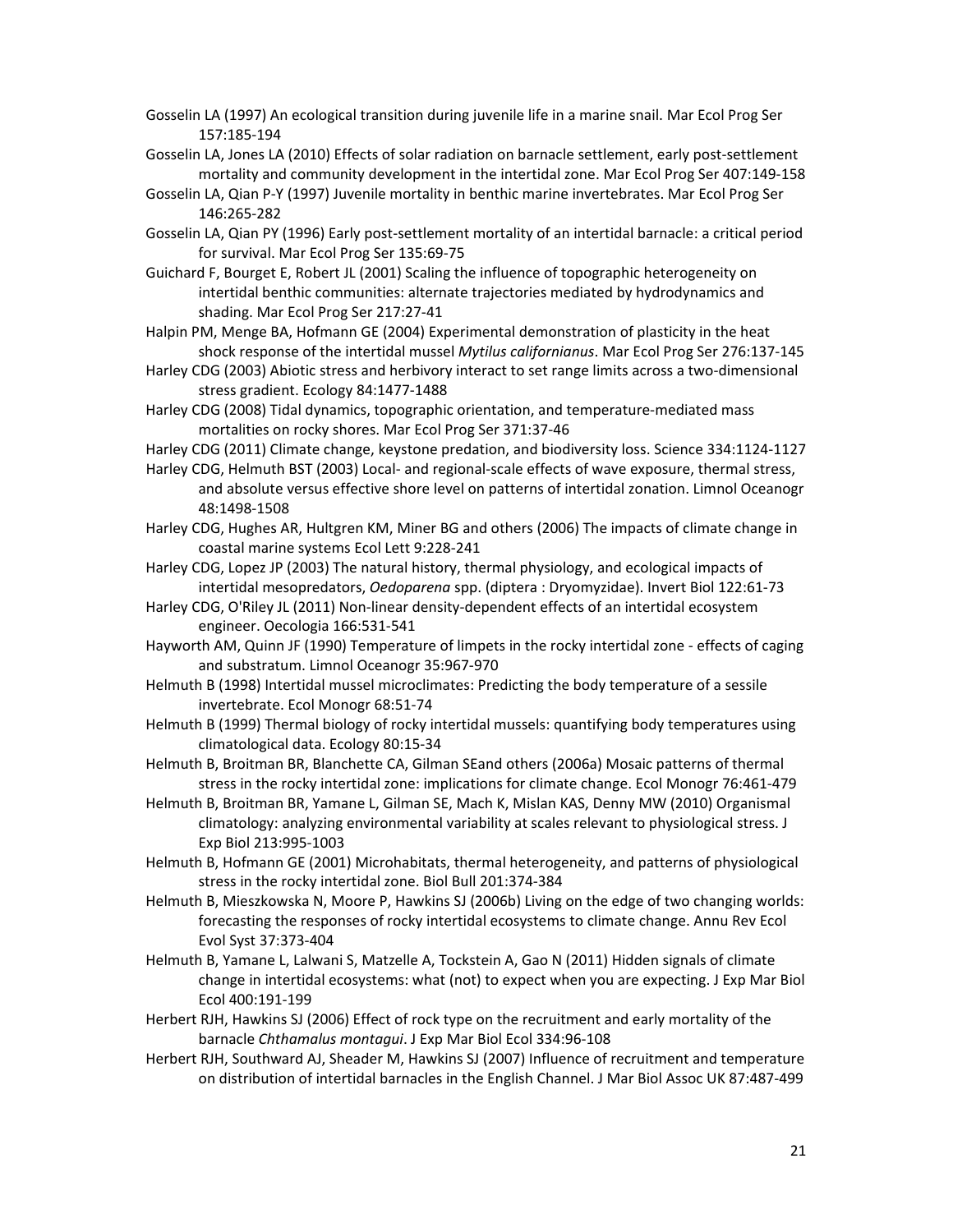Gosselin LA (1997) An ecological transition during juvenile life in a marine snail. Mar Ecol Prog Ser 157:185-194

Gosselin LA, Jones LA (2010) Effects of solar radiation on barnacle settlement, early post-settlement mortality and community development in the intertidal zone. Mar Ecol Prog Ser 407:149-158

Gosselin LA, Qian P-Y (1997) Juvenile mortality in benthic marine invertebrates. Mar Ecol Prog Ser 146:265-282

Gosselin LA, Qian PY (1996) Early post-settlement mortality of an intertidal barnacle: a critical period for survival. Mar Ecol Prog Ser 135:69-75

Guichard F, Bourget E, Robert JL (2001) Scaling the influence of topographic heterogeneity on intertidal benthic communities: alternate trajectories mediated by hydrodynamics and shading. Mar Ecol Prog Ser 217:27-41

Halpin PM, Menge BA, Hofmann GE (2004) Experimental demonstration of plasticity in the heat shock response of the intertidal mussel *Mytilus californianus*. Mar Ecol Prog Ser 276:137-145

Harley CDG (2003) Abiotic stress and herbivory interact to set range limits across a two-dimensional stress gradient. Ecology 84:1477-1488

Harley CDG (2008) Tidal dynamics, topographic orientation, and temperature-mediated mass mortalities on rocky shores. Mar Ecol Prog Ser 371:37-46

Harley CDG (2011) Climate change, keystone predation, and biodiversity loss. Science 334:1124-1127

Harley CDG, Helmuth BST (2003) Local- and regional-scale effects of wave exposure, thermal stress, and absolute versus effective shore level on patterns of intertidal zonation. Limnol Oceanogr 48:1498-1508

Harley CDG, Hughes AR, Hultgren KM, Miner BG and others (2006) The impacts of climate change in coastal marine systems Ecol Lett 9:228-241

Harley CDG, Lopez JP (2003) The natural history, thermal physiology, and ecological impacts of intertidal mesopredators, *Oedoparena* spp. (diptera : Dryomyzidae). Invert Biol 122:61-73

Harley CDG, O'Riley JL (2011) Non-linear density-dependent effects of an intertidal ecosystem engineer. Oecologia 166:531-541

Hayworth AM, Quinn JF (1990) Temperature of limpets in the rocky intertidal zone - effects of caging and substratum. Limnol Oceanogr 35:967-970

Helmuth B (1998) Intertidal mussel microclimates: Predicting the body temperature of a sessile invertebrate. Ecol Monogr 68:51-74

Helmuth B (1999) Thermal biology of rocky intertidal mussels: quantifying body temperatures using climatological data. Ecology 80:15-34

Helmuth B, Broitman BR, Blanchette CA, Gilman SEand others (2006a) Mosaic patterns of thermal stress in the rocky intertidal zone: implications for climate change. Ecol Monogr 76:461-479

Helmuth B, Broitman BR, Yamane L, Gilman SE, Mach K, Mislan KAS, Denny MW (2010) Organismal climatology: analyzing environmental variability at scales relevant to physiological stress. J Exp Biol 213:995-1003

Helmuth B, Hofmann GE (2001) Microhabitats, thermal heterogeneity, and patterns of physiological stress in the rocky intertidal zone. Biol Bull 201:374-384

Helmuth B, Mieszkowska N, Moore P, Hawkins SJ (2006b) Living on the edge of two changing worlds: forecasting the responses of rocky intertidal ecosystems to climate change. Annu Rev Ecol Evol Syst 37:373-404

Helmuth B, Yamane L, Lalwani S, Matzelle A, Tockstein A, Gao N (2011) Hidden signals of climate change in intertidal ecosystems: what (not) to expect when you are expecting. J Exp Mar Biol Ecol 400:191-199

Herbert RJH, Hawkins SJ (2006) Effect of rock type on the recruitment and early mortality of the barnacle *Chthamalus montagui*. J Exp Mar Biol Ecol 334:96-108

Herbert RJH, Southward AJ, Sheader M, Hawkins SJ (2007) Influence of recruitment and temperature on distribution of intertidal barnacles in the English Channel. J Mar Biol Assoc UK 87:487-499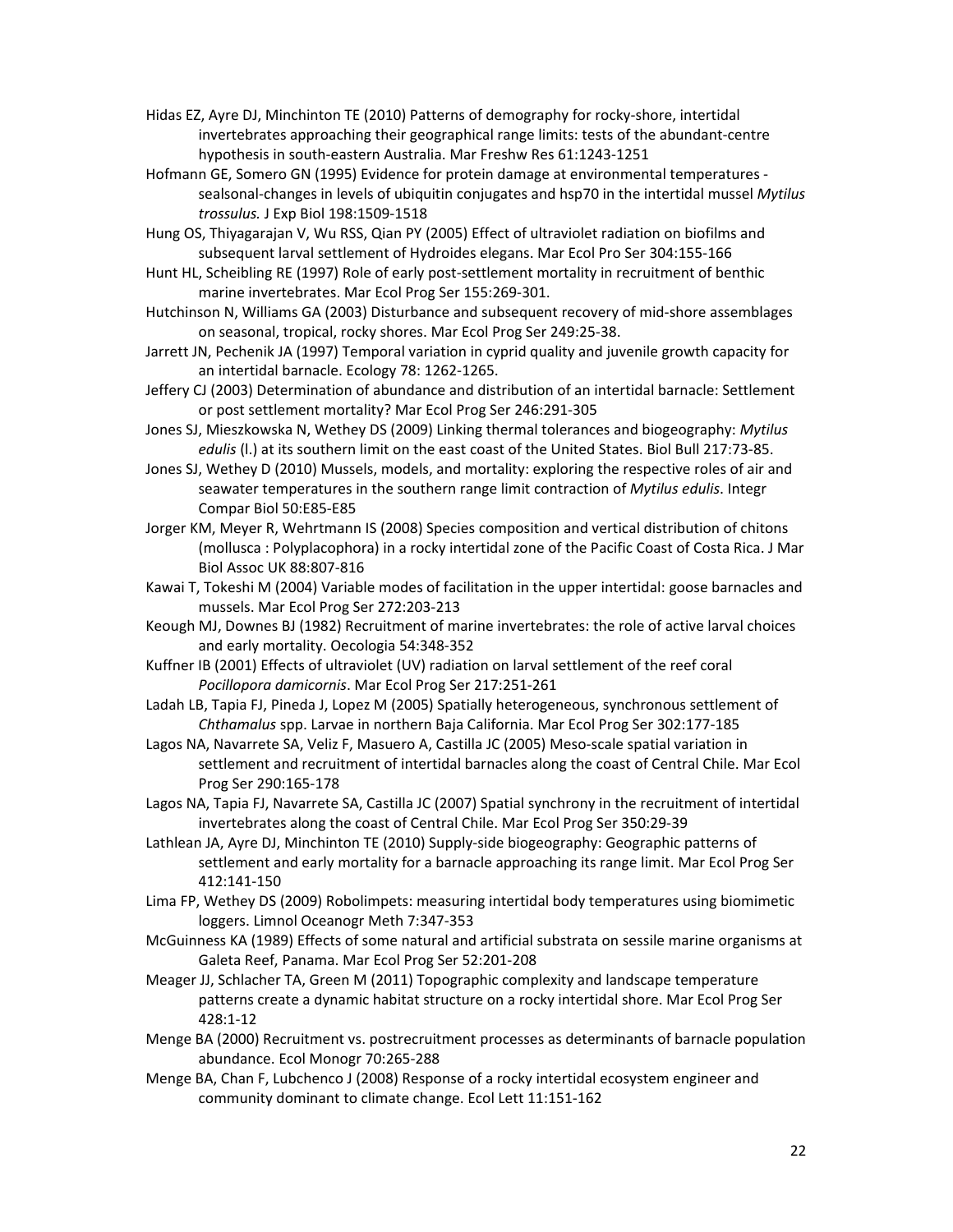Hidas EZ, Ayre DJ, Minchinton TE (2010) Patterns of demography for rocky-shore, intertidal invertebrates approaching their geographical range limits: tests of the abundant-centre hypothesis in south-eastern Australia. Mar Freshw Res 61:1243-1251

Hofmann GE, Somero GN (1995) Evidence for protein damage at environmental temperatures - sealsonal-changes in levels of ubiquitin conjugates and hsp70 in the intertidal mussel *Mytilus trossulus.* J Exp Biol 198:1509-1518

Hung OS, Thiyagarajan V, Wu RSS, Qian PY (2005) Effect of ultraviolet radiation on biofilms and subsequent larval settlement of Hydroides elegans. Mar Ecol Pro Ser 304:155-166

Hunt HL, Scheibling RE (1997) Role of early post-settlement mortality in recruitment of benthic marine invertebrates. Mar Ecol Prog Ser 155:269-301.

Hutchinson N, Williams GA (2003) Disturbance and subsequent recovery of mid-shore assemblages on seasonal, tropical, rocky shores. Mar Ecol Prog Ser 249:25-38.

Jarrett JN, Pechenik JA (1997) Temporal variation in cyprid quality and juvenile growth capacity for an intertidal barnacle. Ecology 78: 1262-1265.

Jeffery CJ (2003) Determination of abundance and distribution of an intertidal barnacle: Settlement or post settlement mortality? Mar Ecol Prog Ser 246:291-305

Jones SJ, Mieszkowska N, Wethey DS (2009) Linking thermal tolerances and biogeography: *Mytilus edulis* (l.) at its southern limit on the east coast of the United States. Biol Bull 217:73-85.

Jones SJ, Wethey D (2010) Mussels, models, and mortality: exploring the respective roles of air and seawater temperatures in the southern range limit contraction of *Mytilus edulis*. Integr Compar Biol 50:E85-E85

Jorger KM, Meyer R, Wehrtmann IS (2008) Species composition and vertical distribution of chitons (mollusca : Polyplacophora) in a rocky intertidal zone of the Pacific Coast of Costa Rica. J Mar Biol Assoc UK 88:807-816

Kawai T, Tokeshi M (2004) Variable modes of facilitation in the upper intertidal: goose barnacles and mussels. Mar Ecol Prog Ser 272:203-213

Keough MJ, Downes BJ (1982) Recruitment of marine invertebrates: the role of active larval choices and early mortality. Oecologia 54:348-352

Kuffner IB (2001) Effects of ultraviolet (UV) radiation on larval settlement of the reef coral *Pocillopora damicornis*. Mar Ecol Prog Ser 217:251-261

Ladah LB, Tapia FJ, Pineda J, Lopez M (2005) Spatially heterogeneous, synchronous settlement of *Chthamalus* spp. Larvae in northern Baja California. Mar Ecol Prog Ser 302:177-185

Lagos NA, Navarrete SA, Veliz F, Masuero A, Castilla JC (2005) Meso-scale spatial variation in settlement and recruitment of intertidal barnacles along the coast of Central Chile. Mar Ecol Prog Ser 290:165-178

Lagos NA, Tapia FJ, Navarrete SA, Castilla JC (2007) Spatial synchrony in the recruitment of intertidal invertebrates along the coast of Central Chile. Mar Ecol Prog Ser 350:29-39

Lathlean JA, Ayre DJ, Minchinton TE (2010) Supply-side biogeography: Geographic patterns of settlement and early mortality for a barnacle approaching its range limit. Mar Ecol Prog Ser 412:141-150

Lima FP, Wethey DS (2009) Robolimpets: measuring intertidal body temperatures using biomimetic loggers. Limnol Oceanogr Meth 7:347-353

McGuinness KA (1989) Effects of some natural and artificial substrata on sessile marine organisms at Galeta Reef, Panama. Mar Ecol Prog Ser 52:201-208

Meager JJ, Schlacher TA, Green M (2011) Topographic complexity and landscape temperature patterns create a dynamic habitat structure on a rocky intertidal shore. Mar Ecol Prog Ser 428:1-12

Menge BA (2000) Recruitment vs. postrecruitment processes as determinants of barnacle population abundance. Ecol Monogr 70:265-288

Menge BA, Chan F, Lubchenco J (2008) Response of a rocky intertidal ecosystem engineer and community dominant to climate change. Ecol Lett 11:151-162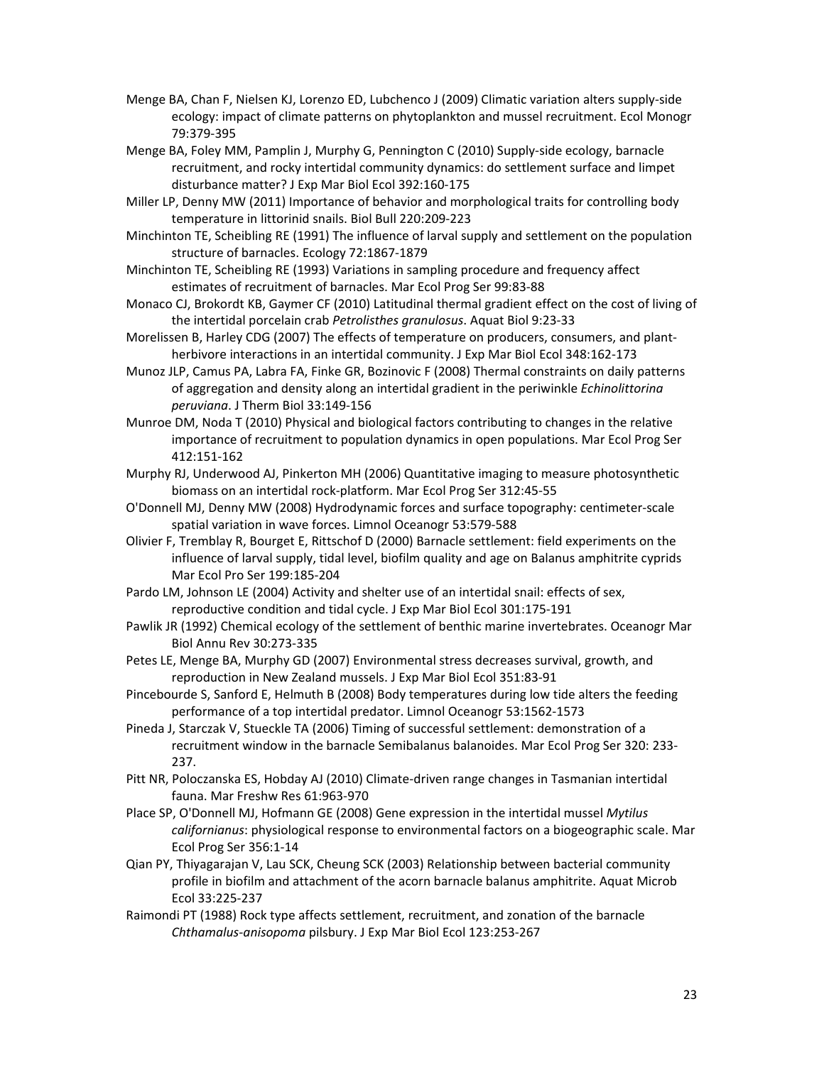Menge BA, Chan F, Nielsen KJ, Lorenzo ED, Lubchenco J (2009) Climatic variation alters supply-side ecology: impact of climate patterns on phytoplankton and mussel recruitment. Ecol Monogr 79:379-395

Menge BA, Foley MM, Pamplin J, Murphy G, Pennington C (2010) Supply-side ecology, barnacle recruitment, and rocky intertidal community dynamics: do settlement surface and limpet disturbance matter? J Exp Mar Biol Ecol 392:160-175

Miller LP, Denny MW (2011) Importance of behavior and morphological traits for controlling body temperature in littorinid snails. Biol Bull 220:209-223

Minchinton TE, Scheibling RE (1991) The influence of larval supply and settlement on the population structure of barnacles. Ecology 72:1867-1879

Minchinton TE, Scheibling RE (1993) Variations in sampling procedure and frequency affect estimates of recruitment of barnacles. Mar Ecol Prog Ser 99:83-88

Monaco CJ, Brokordt KB, Gaymer CF (2010) Latitudinal thermal gradient effect on the cost of living of the intertidal porcelain crab *Petrolisthes granulosus*. Aquat Biol 9:23-33

Morelissen B, Harley CDG (2007) The effects of temperature on producers, consumers, and plant-herbivore interactions in an intertidal community. J Exp Mar Biol Ecol 348:162-173

Munoz JLP, Camus PA, Labra FA, Finke GR, Bozinovic F (2008) Thermal constraints on daily patterns of aggregation and density along an intertidal gradient in the periwinkle *Echinolittorina peruviana*. J Therm Biol 33:149-156

Munroe DM, Noda T (2010) Physical and biological factors contributing to changes in the relative importance of recruitment to population dynamics in open populations. Mar Ecol Prog Ser 412:151-162

Murphy RJ, Underwood AJ, Pinkerton MH (2006) Quantitative imaging to measure photosynthetic biomass on an intertidal rock-platform. Mar Ecol Prog Ser 312:45-55

O'Donnell MJ, Denny MW (2008) Hydrodynamic forces and surface topography: centimeter-scale spatial variation in wave forces. Limnol Oceanogr 53:579-588

Olivier F, Tremblay R, Bourget E, Rittschof D (2000) Barnacle settlement: field experiments on the influence of larval supply, tidal level, biofilm quality and age on Balanus amphitrite cyprids Mar Ecol Pro Ser 199:185-204

Pardo LM, Johnson LE (2004) Activity and shelter use of an intertidal snail: effects of sex, reproductive condition and tidal cycle. J Exp Mar Biol Ecol 301:175-191

Pawlik JR (1992) Chemical ecology of the settlement of benthic marine invertebrates. Oceanogr Mar Biol Annu Rev 30:273-335

Petes LE, Menge BA, Murphy GD (2007) Environmental stress decreases survival, growth, and reproduction in New Zealand mussels. J Exp Mar Biol Ecol 351:83-91

Pincebourde S, Sanford E, Helmuth B (2008) Body temperatures during low tide alters the feeding performance of a top intertidal predator. Limnol Oceanogr 53:1562-1573

Pineda J, Starczak V, Stueckle TA (2006) Timing of successful settlement: demonstration of a recruitment window in the barnacle Semibalanus balanoides. Mar Ecol Prog Ser 320: 233-237.

Pitt NR, Poloczanska ES, Hobday AJ (2010) Climate-driven range changes in Tasmanian intertidal fauna. Mar Freshw Res 61:963-970

Place SP, O'Donnell MJ, Hofmann GE (2008) Gene expression in the intertidal mussel *Mytilus californianus*: physiological response to environmental factors on a biogeographic scale. Mar Ecol Prog Ser 356:1-14

Qian PY, Thiyagarajan V, Lau SCK, Cheung SCK (2003) Relationship between bacterial community profile in biofilm and attachment of the acorn barnacle balanus amphitrite. Aquat Microb Ecol 33:225-237

Raimondi PT (1988) Rock type affects settlement, recruitment, and zonation of the barnacle *Chthamalus-anisopoma* pilsbury. J Exp Mar Biol Ecol 123:253-267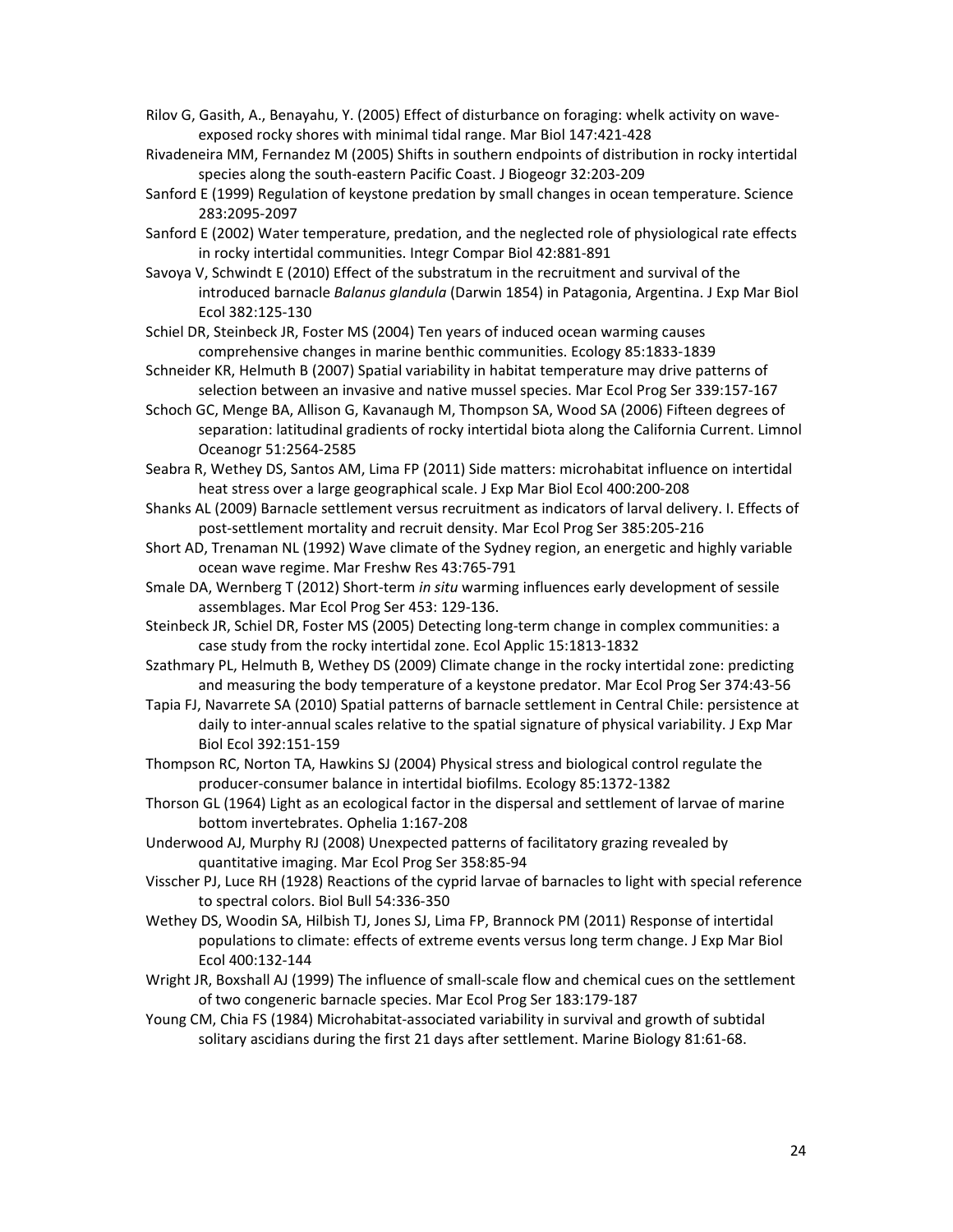Rilov G, Gasith, A., Benayahu, Y. (2005) Effect of disturbance on foraging: whelk activity on wave-exposed rocky shores with minimal tidal range. Mar Biol 147:421-428

Rivadeneira MM, Fernandez M (2005) Shifts in southern endpoints of distribution in rocky intertidal species along the south-eastern Pacific Coast. J Biogeogr 32:203-209

Sanford E (1999) Regulation of keystone predation by small changes in ocean temperature. Science 283:2095-2097

Sanford E (2002) Water temperature, predation, and the neglected role of physiological rate effects in rocky intertidal communities. Integr Compar Biol 42:881-891

Savoya V, Schwindt E (2010) Effect of the substratum in the recruitment and survival of the introduced barnacle *Balanus glandula* (Darwin 1854) in Patagonia, Argentina. J Exp Mar Biol Ecol 382:125-130

Schiel DR, Steinbeck JR, Foster MS (2004) Ten years of induced ocean warming causes comprehensive changes in marine benthic communities. Ecology 85:1833-1839

Schneider KR, Helmuth B (2007) Spatial variability in habitat temperature may drive patterns of selection between an invasive and native mussel species. Mar Ecol Prog Ser 339:157-167

Schoch GC, Menge BA, Allison G, Kavanaugh M, Thompson SA, Wood SA (2006) Fifteen degrees of separation: latitudinal gradients of rocky intertidal biota along the California Current. Limnol Oceanogr 51:2564-2585

Seabra R, Wethey DS, Santos AM, Lima FP (2011) Side matters: microhabitat influence on intertidal heat stress over a large geographical scale. J Exp Mar Biol Ecol 400:200-208

Shanks AL (2009) Barnacle settlement versus recruitment as indicators of larval delivery. I. Effects of post-settlement mortality and recruit density. Mar Ecol Prog Ser 385:205-216

Short AD, Trenaman NL (1992) Wave climate of the Sydney region, an energetic and highly variable ocean wave regime. Mar Freshw Res 43:765-791

Smale DA, Wernberg T (2012) Short-term *in situ* warming influences early development of sessile assemblages. Mar Ecol Prog Ser 453: 129-136.

Steinbeck JR, Schiel DR, Foster MS (2005) Detecting long-term change in complex communities: a case study from the rocky intertidal zone. Ecol Applic 15:1813-1832

Szathmary PL, Helmuth B, Wethey DS (2009) Climate change in the rocky intertidal zone: predicting and measuring the body temperature of a keystone predator. Mar Ecol Prog Ser 374:43-56

Tapia FJ, Navarrete SA (2010) Spatial patterns of barnacle settlement in Central Chile: persistence at daily to inter-annual scales relative to the spatial signature of physical variability. J Exp Mar Biol Ecol 392:151-159

Thompson RC, Norton TA, Hawkins SJ (2004) Physical stress and biological control regulate the producer-consumer balance in intertidal biofilms. Ecology 85:1372-1382

Thorson GL (1964) Light as an ecological factor in the dispersal and settlement of larvae of marine bottom invertebrates. Ophelia 1:167-208

Underwood AJ, Murphy RJ (2008) Unexpected patterns of facilitatory grazing revealed by quantitative imaging. Mar Ecol Prog Ser 358:85-94

Visscher PJ, Luce RH (1928) Reactions of the cyprid larvae of barnacles to light with special reference to spectral colors. Biol Bull 54:336-350

Wethey DS, Woodin SA, Hilbish TJ, Jones SJ, Lima FP, Brannock PM (2011) Response of intertidal populations to climate: effects of extreme events versus long term change. J Exp Mar Biol Ecol 400:132-144

Wright JR, Boxshall AJ (1999) The influence of small-scale flow and chemical cues on the settlement of two congeneric barnacle species. Mar Ecol Prog Ser 183:179-187

Young CM, Chia FS (1984) Microhabitat-associated variability in survival and growth of subtidal solitary ascidians during the first 21 days after settlement. Marine Biology 81:61-68.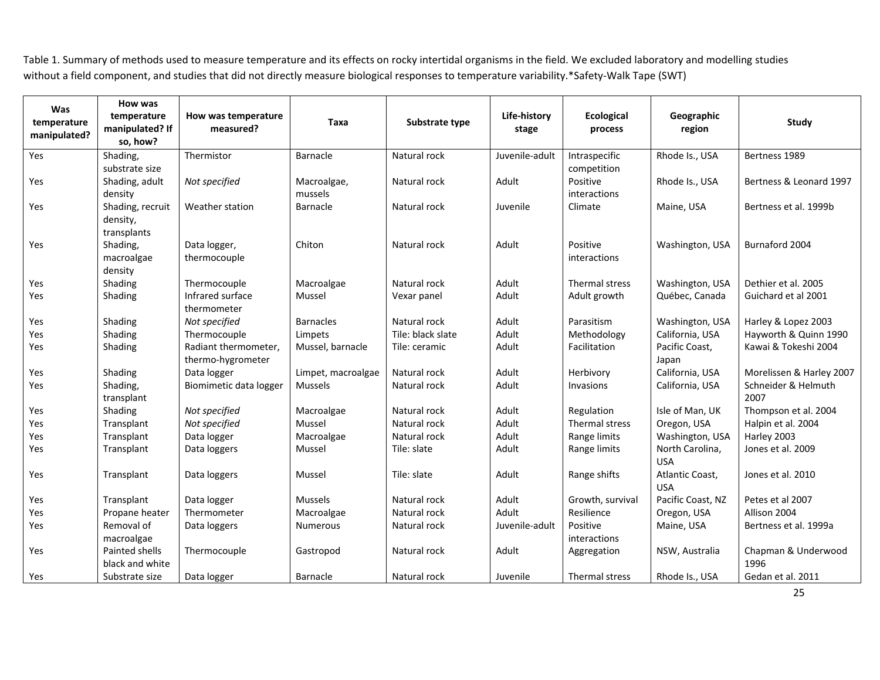Table 1. Summary of methods used to measure temperature and its effects on rocky intertidal organisms in the field. We excluded laboratory and modelling studies without a field component, and studies that did not directly measure biological responses to temperature variability.*Safety-Walk Tape (SWT)

| Was temperature manipulated? | How was temperature manipulated? If so, how? | How was temperature measured? | Taxa | Substrate type | Life-history stage | Ecological process | Geographic region | Study |
|---|---|---|---|---|---|---|---|---|
| Yes | Shading, substrate size | Thermistor | Barnacle | Natural rock | Juvenile-adult | Intraspecific competition | Rhode Is., USA | Bertness 1989 |
| Yes | Shading, adult density | *Not specified* | Macroalgae, mussels | Natural rock | Adult | Positive interactions | Rhode Is., USA | Bertness & Leonard 1997 |
| Yes | Shading, recruit density, transplants | Weather station | Barnacle | Natural rock | Juvenile | Climate | Maine, USA | Bertness et al. 1999b |
| Yes | Shading, macroalgae density | Data logger, thermocouple | Chiton | Natural rock | Adult | Positive interactions | Washington, USA | Burnaford 2004 |
| Yes | Shading | Thermocouple | Macroalgae | Natural rock | Adult | Thermal stress | Washington, USA | Dethier et al. 2005 |
| Yes | Shading | Infrared surface thermometer | Mussel | Vexar panel | Adult | Adult growth | Québec, Canada | Guichard et al 2001 |
| Yes | Shading | *Not specified* | Barnacles | Natural rock | Adult | Parasitism | Washington, USA | Harley & Lopez 2003 |
| Yes | Shading | Thermocouple | Limpets | Tile: black slate | Adult | Methodology | California, USA | Hayworth & Quinn 1990 |
| Yes | Shading | Radiant thermometer, thermo-hygrometer | Mussel, barnacle | Tile: ceramic | Adult | Facilitation | Pacific Coast, Japan | Kawai & Tokeshi 2004 |
| Yes | Shading | Data logger | Limpet, macroalgae | Natural rock | Adult | Herbivory | California, USA | Morelissen & Harley 2007 |
| Yes | Shading, transplant | Biomimetic data logger | Mussels | Natural rock | Adult | Invasions | California, USA | Schneider & Helmuth 2007 |
| Yes | Shading | *Not specified* | Macroalgae | Natural rock | Adult | Regulation | Isle of Man, UK | Thompson et al. 2004 |
| Yes | Transplant | *Not specified* | Mussel | Natural rock | Adult | Thermal stress | Oregon, USA | Halpin et al. 2004 |
| Yes | Transplant | Data logger | Macroalgae | Natural rock | Adult | Range limits | Washington, USA | Harley 2003 |
| Yes | Transplant | Data loggers | Mussel | Tile: slate | Adult | Range limits | North Carolina, USA | Jones et al. 2009 |
| Yes | Transplant | Data loggers | Mussel | Tile: slate | Adult | Range shifts | Atlantic Coast, USA | Jones et al. 2010 |
| Yes | Transplant | Data logger | Mussels | Natural rock | Adult | Growth, survival | Pacific Coast, NZ | Petes et al 2007 |
| Yes | Propane heater | Thermometer | Macroalgae | Natural rock | Adult | Resilience | Oregon, USA | Allison 2004 |
| Yes | Removal of macroalgae | Data loggers | Numerous | Natural rock | Juvenile-adult | Positive interactions | Maine, USA | Bertness et al. 1999a |
| Yes | Painted shells black and white | Thermocouple | Gastropod | Natural rock | Adult | Aggregation | NSW, Australia | Chapman & Underwood 1996 |
| Yes | Substrate size | Data logger | Barnacle | Natural rock | Juvenile | Thermal stress | Rhode Is., USA | Gedan et al. 2011 |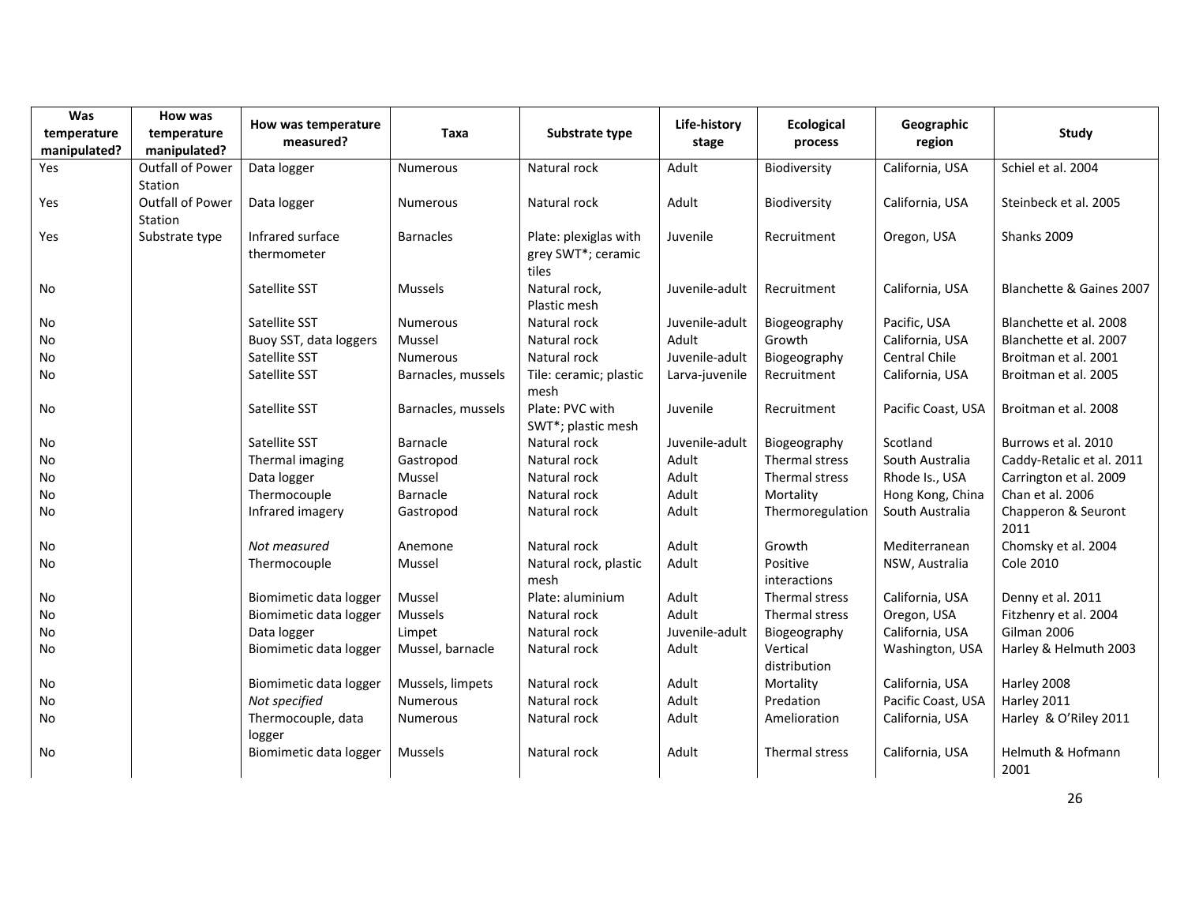| Was temperature manipulated? | How was temperature manipulated? | How was temperature measured? | Taxa | Substrate type | Life-history stage | Ecological process | Geographic region | Study |
|---|---|---|---|---|---|---|---|---|
| Yes | Outfall of Power Station | Data logger | Numerous | Natural rock | Adult | Biodiversity | California, USA | Schiel et al. 2004 |
| Yes | Outfall of Power Station | Data logger | Numerous | Natural rock | Adult | Biodiversity | California, USA | Steinbeck et al. 2005 |
| Yes | Substrate type | Infrared surface thermometer | Barnacles | Plate: plexiglas with grey SWT*; ceramic tiles | Juvenile | Recruitment | Oregon, USA | Shanks 2009 |
| No | | Satellite SST | Mussels | Natural rock, Plastic mesh | Juvenile-adult | Recruitment | California, USA | Blanchette & Gaines 2007 |
| No | | Satellite SST | Numerous | Natural rock | Juvenile-adult | Biogeography | Pacific, USA | Blanchette et al. 2008 |
| No | | Buoy SST, data loggers | Mussel | Natural rock | Adult | Growth | California, USA | Blanchette et al. 2007 |
| No | | Satellite SST | Numerous | Natural rock | Juvenile-adult | Biogeography | Central Chile | Broitman et al. 2001 |
| No | | Satellite SST | Barnacles, mussels | Tile: ceramic; plastic mesh | Larva-juvenile | Recruitment | California, USA | Broitman et al. 2005 |
| No | | Satellite SST | Barnacles, mussels | Plate: PVC with SWT*; plastic mesh | Juvenile | Recruitment | Pacific Coast, USA | Broitman et al. 2008 |
| No | | Satellite SST | Barnacle | Natural rock | Juvenile-adult | Biogeography | Scotland | Burrows et al. 2010 |
| No | | Thermal imaging | Gastropod | Natural rock | Adult | Thermal stress | South Australia | Caddy-Retalic et al. 2011 |
| No | | Data logger | Mussel | Natural rock | Adult | Thermal stress | Rhode Is., USA | Carrington et al. 2009 |
| No | | Thermocouple | Barnacle | Natural rock | Adult | Mortality | Hong Kong, China | Chan et al. 2006 |
| No | | Infrared imagery | Gastropod | Natural rock | Adult | Thermoregulation | South Australia | Chapperon & Seuront 2011 |
| No | | *Not measured* | Anemone | Natural rock | Adult | Growth | Mediterranean | Chomsky et al. 2004 |
| No | | Thermocouple | Mussel | Natural rock, plastic mesh | Adult | Positive interactions | NSW, Australia | Cole 2010 |
| No | | Biomimetic data logger | Mussel | Plate: aluminium | Adult | Thermal stress | California, USA | Denny et al. 2011 |
| No | | Biomimetic data logger | Mussels | Natural rock | Adult | Thermal stress | Oregon, USA | Fitzhenry et al. 2004 |
| No | | Data logger | Limpet | Natural rock | Juvenile-adult | Biogeography | California, USA | Gilman 2006 |
| No | | Biomimetic data logger | Mussel, barnacle | Natural rock | Adult | Vertical distribution | Washington, USA | Harley & Helmuth 2003 |
| No | | Biomimetic data logger | Mussels, limpets | Natural rock | Adult | Mortality | California, USA | Harley 2008 |
| No | | *Not specified* | Numerous | Natural rock | Adult | Predation | Pacific Coast, USA | Harley 2011 |
| No | | Thermocouple, data logger | Numerous | Natural rock | Adult | Amelioration | California, USA | Harley & O'Riley 2011 |
| No | | Biomimetic data logger | Mussels | Natural rock | Adult | Thermal stress | California, USA | Helmuth & Hofmann 2001 |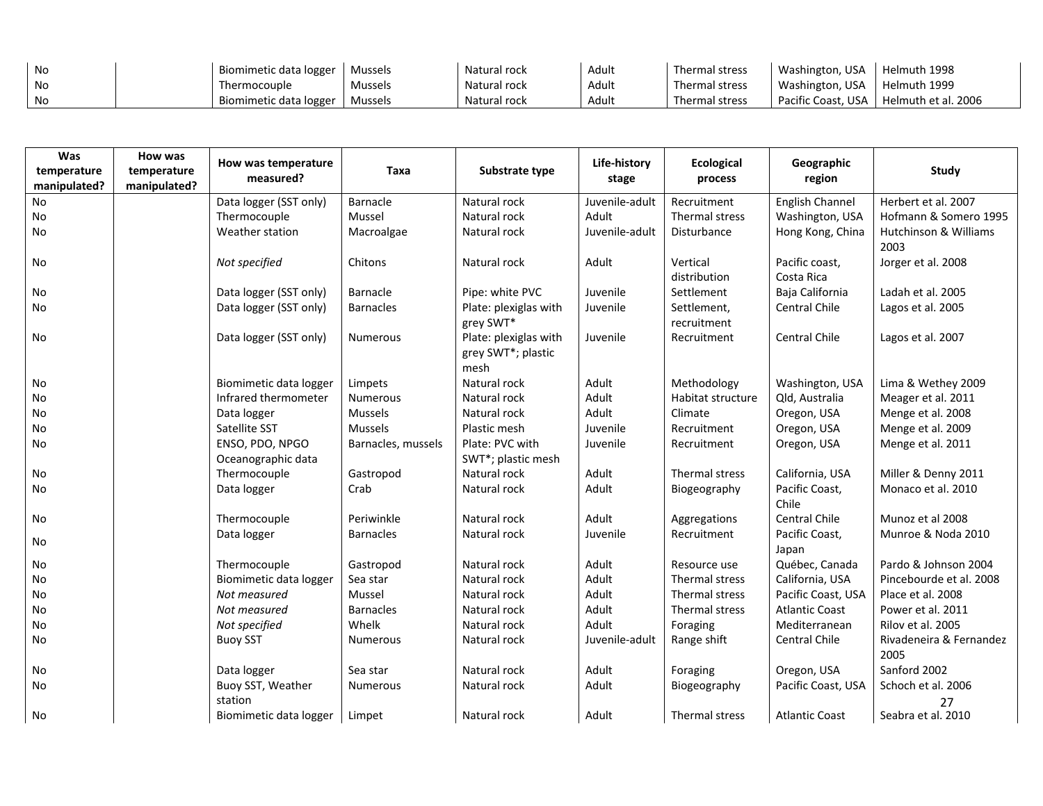| Was temperature manipulated? | How was temperature manipulated? | How was temperature measured? | Taxa | Substrate type | Life-history stage | Ecological process | Geographic region | Study |
|---|---|---|---|---|---|---|---|---|
| No | | Biomimetic data logger | Mussels | Natural rock | Adult | Thermal stress | Washington, USA | Helmuth 1998 |
| No | | Thermocouple | Mussels | Natural rock | Adult | Thermal stress | Washington, USA | Helmuth 1999 |
| No | | Biomimetic data logger | Mussels | Natural rock | Adult | Thermal stress | Pacific Coast, USA | Helmuth et al. 2006 |
| No | | Data logger (SST only) | Barnacle | Natural rock | Juvenile-adult | Recruitment | English Channel | Herbert et al. 2007 |
| No | | Thermocouple | Mussel | Natural rock | Adult | Thermal stress | Washington, USA | Hofmann & Somero 1995 |
| No | | Weather station | Macroalgae | Natural rock | Juvenile-adult | Disturbance | Hong Kong, China | Hutchinson & Williams 2003 |
| No | | *Not specified* | Chitons | Natural rock | Adult | Vertical distribution | Pacific coast, Costa Rica | Jorger et al. 2008 |
| No | | Data logger (SST only) | Barnacle | Pipe: white PVC | Juvenile | Settlement | Baja California | Ladah et al. 2005 |
| No | | Data logger (SST only) | Barnacles | Plate: plexiglas with grey SWT* | Juvenile | Settlement, recruitment | Central Chile | Lagos et al. 2005 |
| No | | Data logger (SST only) | Numerous | Plate: plexiglas with grey SWT*; plastic mesh | Juvenile | Recruitment | Central Chile | Lagos et al. 2007 |
| No | | Biomimetic data logger | Limpets | Natural rock | Adult | Methodology | Washington, USA | Lima & Wethey 2009 |
| No | | Infrared thermometer | Numerous | Natural rock | Adult | Habitat structure | Qld, Australia | Meager et al. 2011 |
| No | | Data logger | Mussels | Natural rock | Adult | Climate | Oregon, USA | Menge et al. 2008 |
| No | | Satellite SST | Mussels | Plastic mesh | Juvenile | Recruitment | Oregon, USA | Menge et al. 2009 |
| No | | ENSO, PDO, NPGO Oceanographic data | Barnacles, mussels | Plate: PVC with SWT*; plastic mesh | Juvenile | Recruitment | Oregon, USA | Menge et al. 2011 |
| No | | Thermocouple | Gastropod | Natural rock | Adult | Thermal stress | California, USA | Miller & Denny 2011 |
| No | | Data logger | Crab | Natural rock | Adult | Biogeography | Pacific Coast, Chile | Monaco et al. 2010 |
| No | | Thermocouple | Periwinkle | Natural rock | Adult | Aggregations | Central Chile | Munoz et al 2008 |
| No | | Data logger | Barnacles | Natural rock | Juvenile | Recruitment | Pacific Coast, Japan | Munroe & Noda 2010 |
| No | | Thermocouple | Gastropod | Natural rock | Adult | Resource use | Québec, Canada | Pardo & Johnson 2004 |
| No | | Biomimetic data logger | Sea star | Natural rock | Adult | Thermal stress | California, USA | Pincebourde et al. 2008 |
| No | | *Not measured* | Mussel | Natural rock | Adult | Thermal stress | Pacific Coast, USA | Place et al. 2008 |
| No | | *Not measured* | Barnacles | Natural rock | Adult | Thermal stress | Atlantic Coast | Power et al. 2011 |
| No | | *Not specified* | Whelk | Natural rock | Adult | Foraging | Mediterranean | Rilov et al. 2005 |
| No | | Buoy SST | Numerous | Natural rock | Juvenile-adult | Range shift | Central Chile | Rivadeneira & Fernandez 2005 |
| No | | Data logger | Sea star | Natural rock | Adult | Foraging | Oregon, USA | Sanford 2002 |
| No | | Buoy SST, Weather station | Numerous | Natural rock | Adult | Biogeography | Pacific Coast, USA | Schoch et al. 2006 |
| No | | Biomimetic data logger | Limpet | Natural rock | Adult | Thermal stress | Atlantic Coast | Seabra et al. 2010 |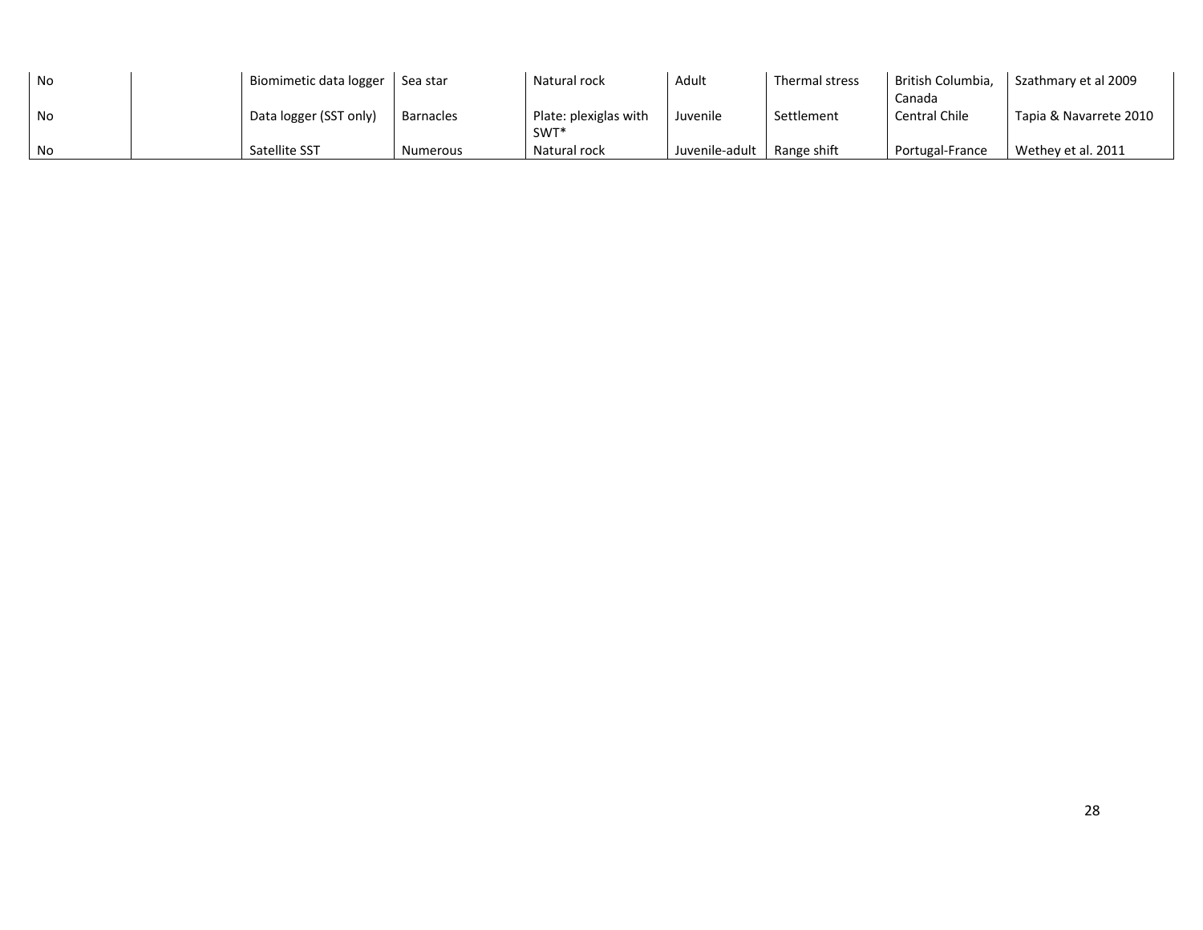| No | | Biomimetic data logger | Sea star | Natural rock | Adult | Thermal stress | British Columbia, Canada | Szathmary et al 2009 |
|---|---|---|---|---|---|---|---|---|
| No | | Data logger (SST only) | Barnacles | Plate: plexiglas with SWT* | Juvenile | Settlement | Central Chile | Tapia & Navarrete 2010 |
| No | | Satellite SST | Numerous | Natural rock | Juvenile-adult | Range shift | Portugal-France | Wethey et al. 2011 |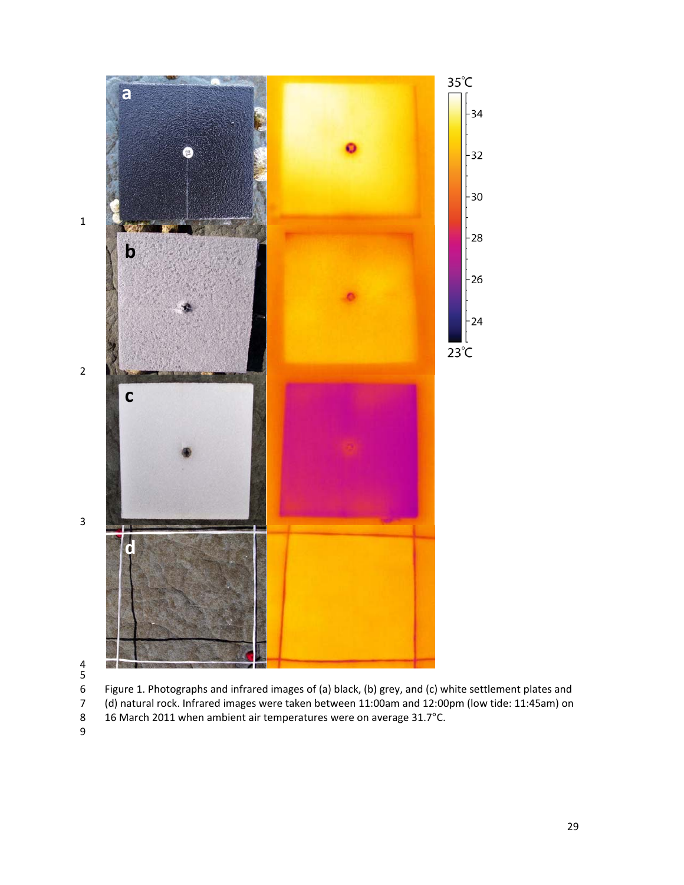Figure 1. Photographs and infrared images of (a) black, (b) grey, and (c) white settlement plates and (d) natural rock. Infrared images were taken between 11:00am and 12:00pm (low tide: 11:45am) on 16 March 2011 when ambient air temperatures were on average 31.7°C.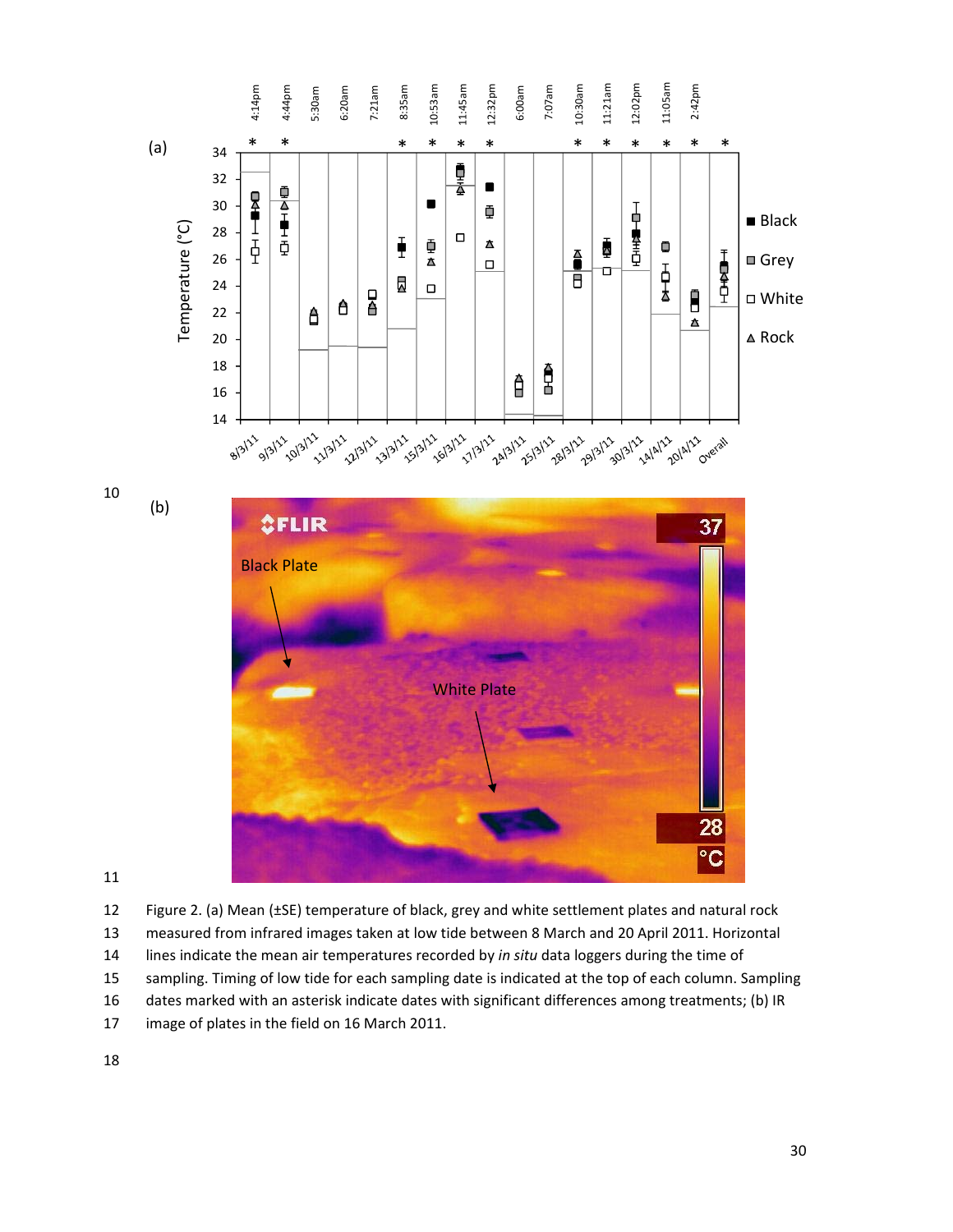Figure 2. (a) Mean (±SE) temperature of black, grey and white settlement plates and natural rock measured from infrared images taken at low tide between 8 March and 20 April 2011. Horizontal lines indicate the mean air temperatures recorded by *in situ* data loggers during the time of sampling. Timing of low tide for each sampling date is indicated at the top of each column. Sampling dates marked with an asterisk indicate dates with significant differences among treatments; (b) IR image of plates in the field on 16 March 2011.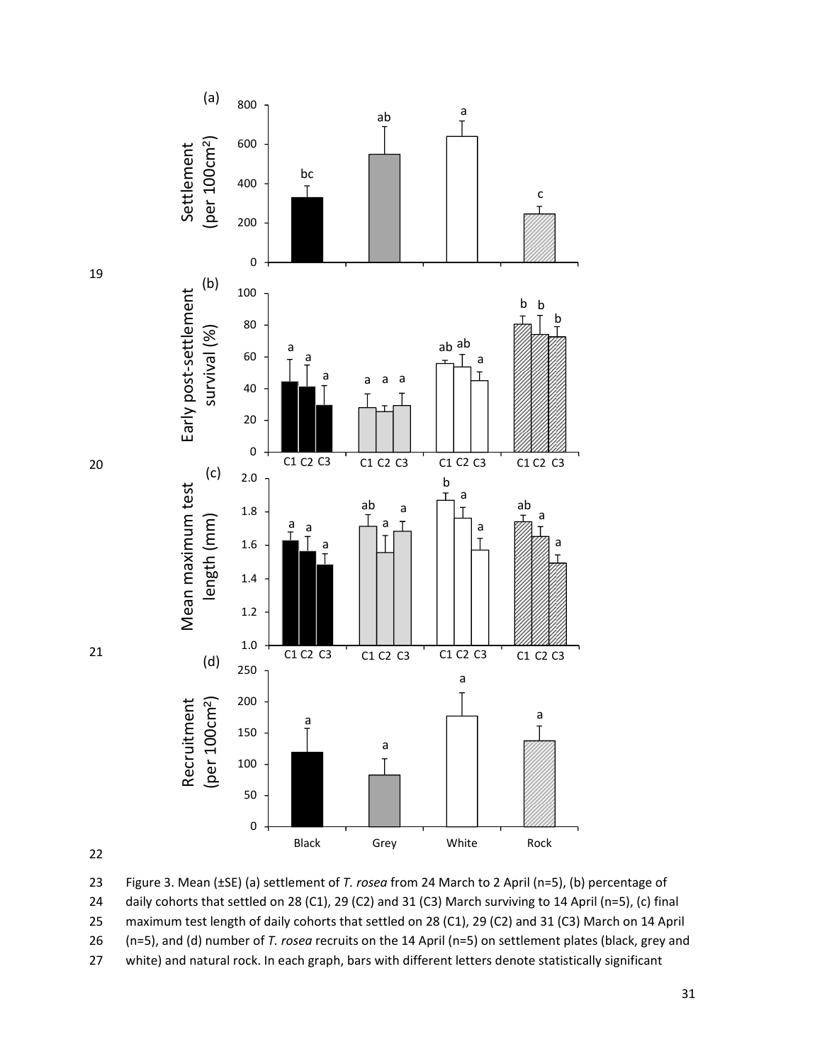Figure 3. Mean (±SE) (a) settlement of *T. rosea* from 24 March to 2 April (n=5), (b) percentage of daily cohorts that settled on 28 (C1), 29 (C2) and 31 (C3) March surviving to 14 April (n=5), (c) final maximum test length of daily cohorts that settled on 28 (C1), 29 (C2) and 31 (C3) March on 14 April (n=5), and (d) number of *T. rosea* recruits on the 14 April (n=5) on settlement plates (black, grey and white) and natural rock. In each graph, bars with different letters denote statistically significant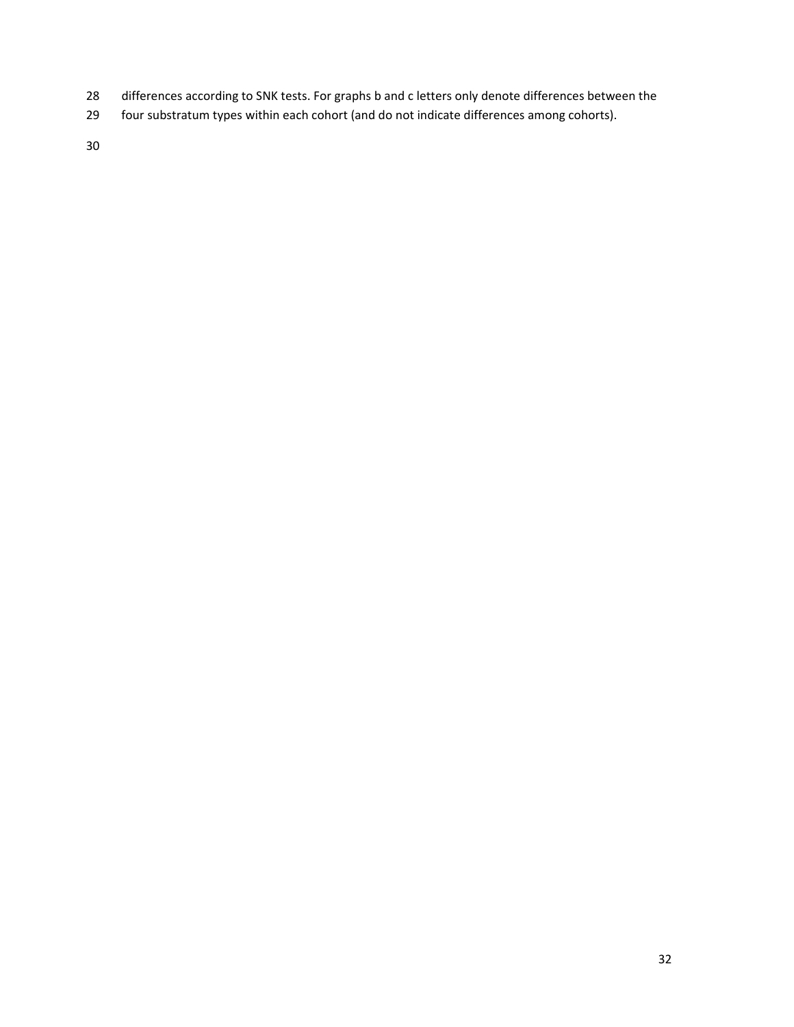differences according to SNK tests. For graphs b and c letters only denote differences between the four substratum types within each cohort (and do not indicate differences among cohorts).